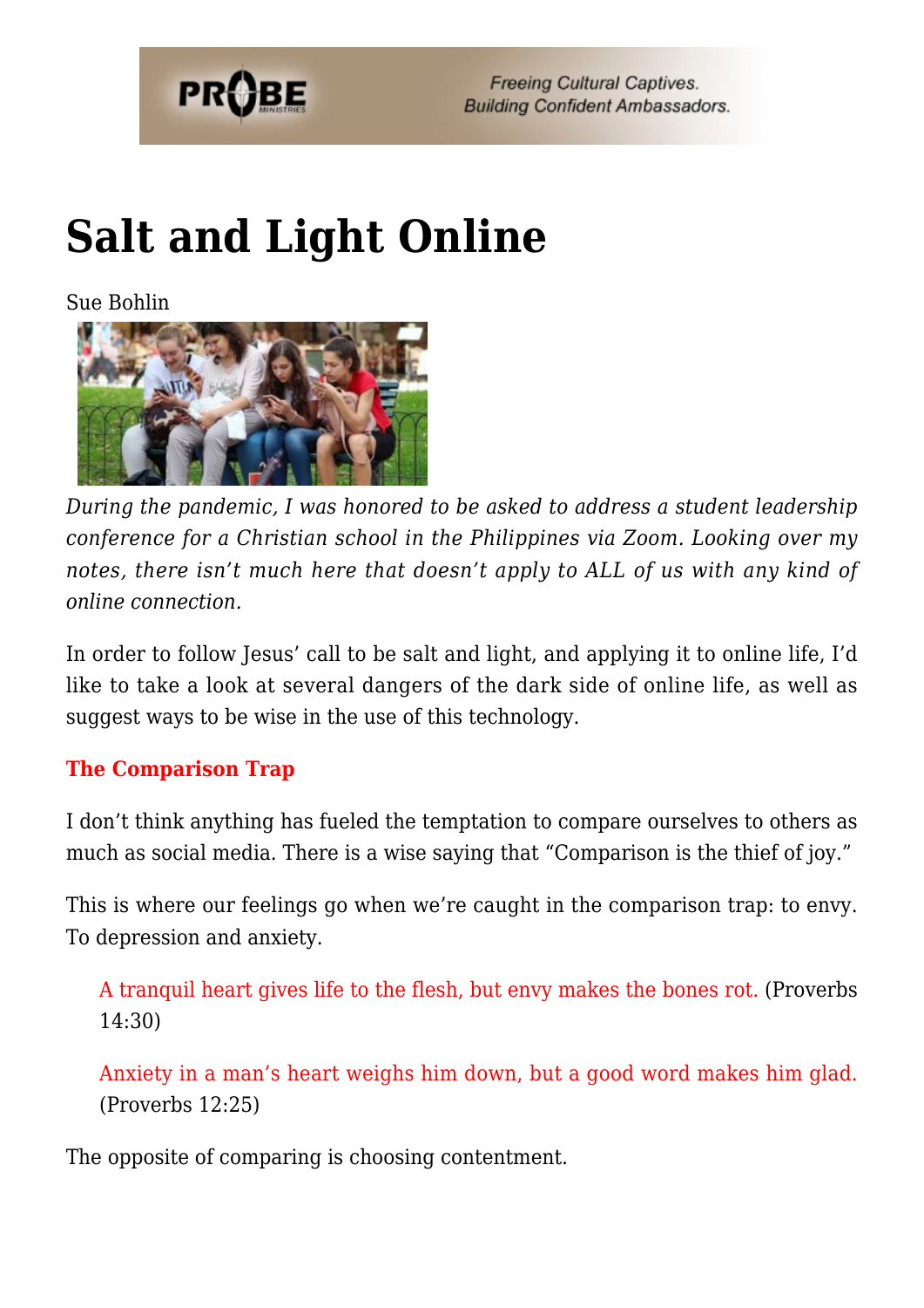# Salt and Light Online

Sue Bohlin

*During the pandemic, I was honored to be asked to address a student leadership conference for a Christian school in the Philippines via Zoom. Looking over my notes, there isn't much here that doesn't apply to ALL of us with any kind of online connection.*

In order to follow Jesus' call to be salt and light, and applying it to online life, I'd like to take a look at several dangers of the dark side of online life, as well as suggest ways to be wise in the use of this technology.

### The Comparison Trap

I don't think anything has fueled the temptation to compare ourselves to others as much as social media. There is a wise saying that "Comparison is the thief of joy."

This is where our feelings go when we're caught in the comparison trap: to envy. To depression and anxiety.

> A tranquil heart gives life to the flesh, but envy makes the bones rot. (Proverbs 14:30)

> Anxiety in a man's heart weighs him down, but a good word makes him glad. (Proverbs 12:25)

The opposite of comparing is choosing contentment.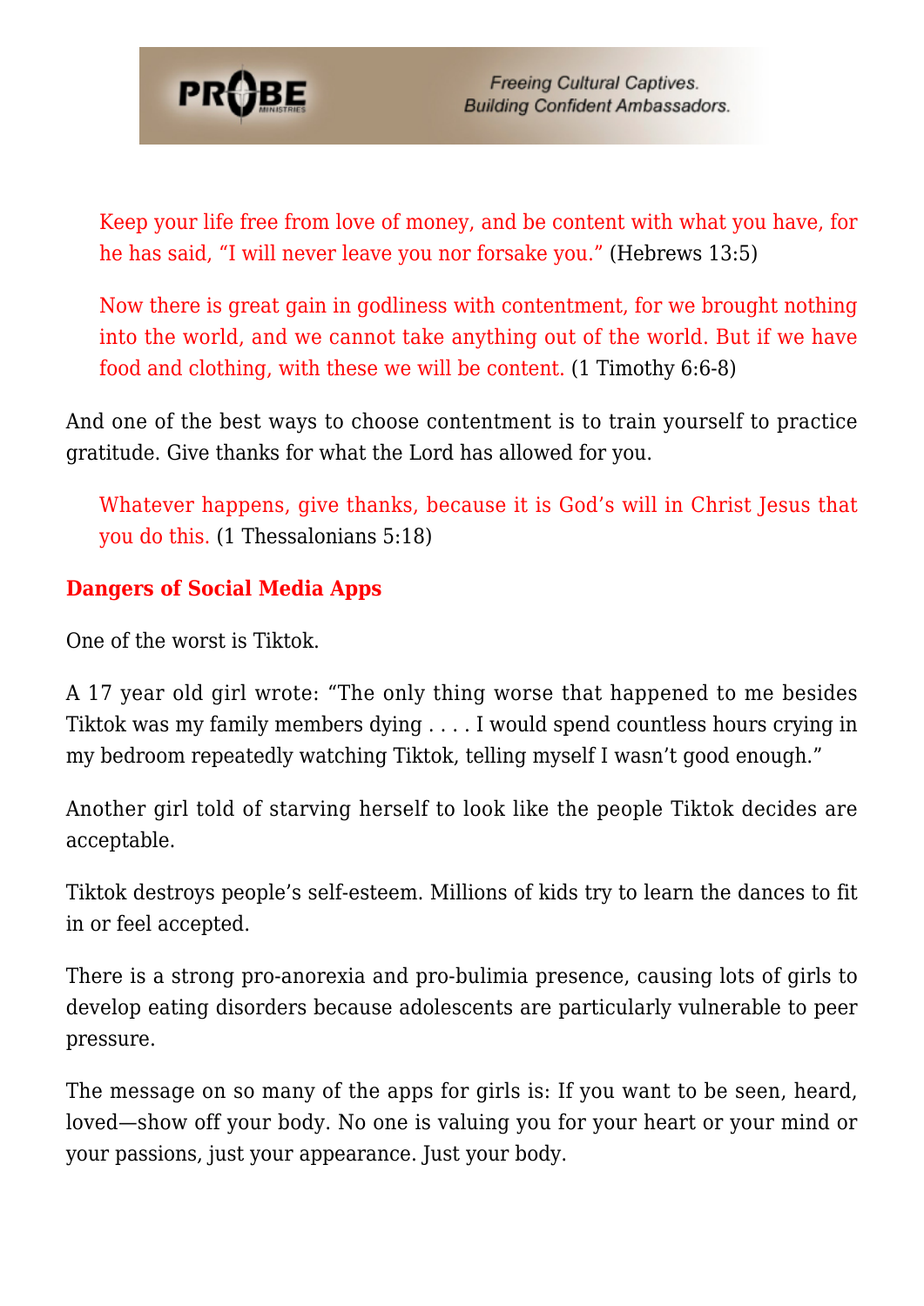> Keep your life free from love of money, and be content with what you have, for he has said, "I will never leave you nor forsake you." (Hebrews 13:5)

> Now there is great gain in godliness with contentment, for we brought nothing into the world, and we cannot take anything out of the world. But if we have food and clothing, with these we will be content. (1 Timothy 6:6-8)

And one of the best ways to choose contentment is to train yourself to practice gratitude. Give thanks for what the Lord has allowed for you.

> Whatever happens, give thanks, because it is God's will in Christ Jesus that you do this. (1 Thessalonians 5:18)

**Dangers of Social Media Apps**

One of the worst is Tiktok.

A 17 year old girl wrote: "The only thing worse that happened to me besides Tiktok was my family members dying . . . . I would spend countless hours crying in my bedroom repeatedly watching Tiktok, telling myself I wasn't good enough."

Another girl told of starving herself to look like the people Tiktok decides are acceptable.

Tiktok destroys people's self-esteem. Millions of kids try to learn the dances to fit in or feel accepted.

There is a strong pro-anorexia and pro-bulimia presence, causing lots of girls to develop eating disorders because adolescents are particularly vulnerable to peer pressure.

The message on so many of the apps for girls is: If you want to be seen, heard, loved—show off your body. No one is valuing you for your heart or your mind or your passions, just your appearance. Just your body.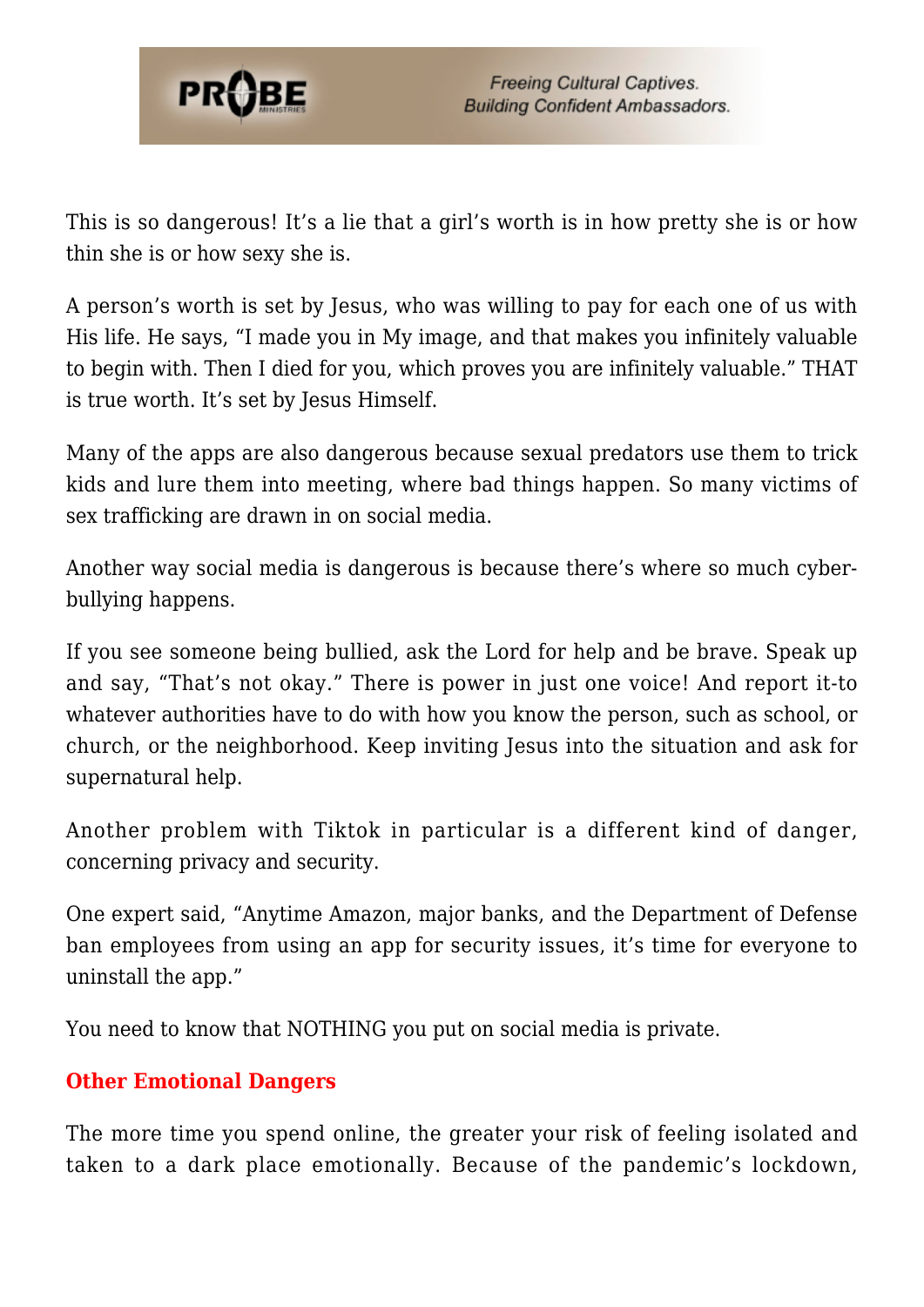This is so dangerous! It's a lie that a girl's worth is in how pretty she is or how thin she is or how sexy she is.

A person's worth is set by Jesus, who was willing to pay for each one of us with His life. He says, "I made you in My image, and that makes you infinitely valuable to begin with. Then I died for you, which proves you are infinitely valuable." THAT is true worth. It's set by Jesus Himself.

Many of the apps are also dangerous because sexual predators use them to trick kids and lure them into meeting, where bad things happen. So many victims of sex trafficking are drawn in on social media.

Another way social media is dangerous is because there's where so much cyber-bullying happens.

If you see someone being bullied, ask the Lord for help and be brave. Speak up and say, "That's not okay." There is power in just one voice! And report it-to whatever authorities have to do with how you know the person, such as school, or church, or the neighborhood. Keep inviting Jesus into the situation and ask for supernatural help.

Another problem with Tiktok in particular is a different kind of danger, concerning privacy and security.

One expert said, "Anytime Amazon, major banks, and the Department of Defense ban employees from using an app for security issues, it's time for everyone to uninstall the app."

You need to know that NOTHING you put on social media is private.

### Other Emotional Dangers

The more time you spend online, the greater your risk of feeling isolated and taken to a dark place emotionally. Because of the pandemic's lockdown,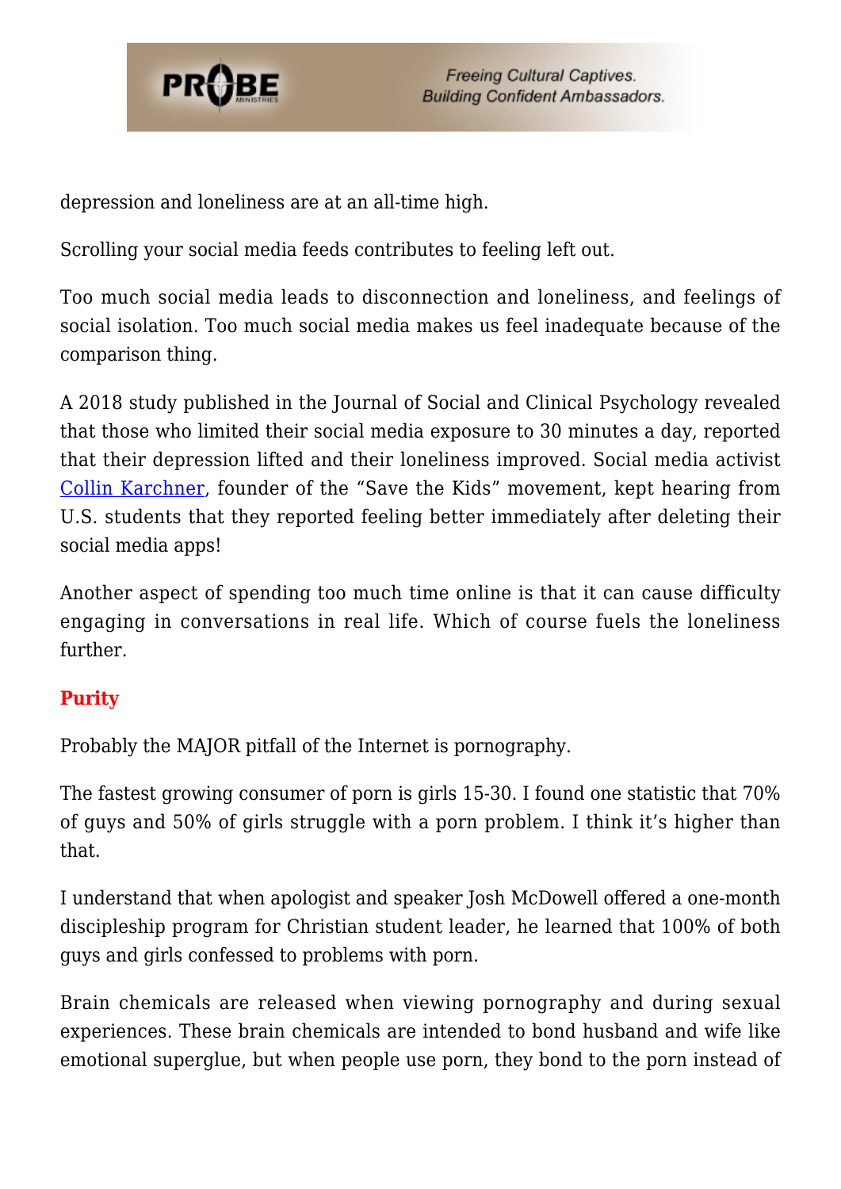depression and loneliness are at an all-time high.

Scrolling your social media feeds contributes to feeling left out.

Too much social media leads to disconnection and loneliness, and feelings of social isolation. Too much social media makes us feel inadequate because of the comparison thing.

A 2018 study published in the Journal of Social and Clinical Psychology revealed that those who limited their social media exposure to 30 minutes a day, reported that their depression lifted and their loneliness improved. Social media activist Collin Karchner, founder of the "Save the Kids" movement, kept hearing from U.S. students that they reported feeling better immediately after deleting their social media apps!

Another aspect of spending too much time online is that it can cause difficulty engaging in conversations in real life. Which of course fuels the loneliness further.

## Purity

Probably the MAJOR pitfall of the Internet is pornography.

The fastest growing consumer of porn is girls 15-30. I found one statistic that 70% of guys and 50% of girls struggle with a porn problem. I think it's higher than that.

I understand that when apologist and speaker Josh McDowell offered a one-month discipleship program for Christian student leader, he learned that 100% of both guys and girls confessed to problems with porn.

Brain chemicals are released when viewing pornography and during sexual experiences. These brain chemicals are intended to bond husband and wife like emotional superglue, but when people use porn, they bond to the porn instead of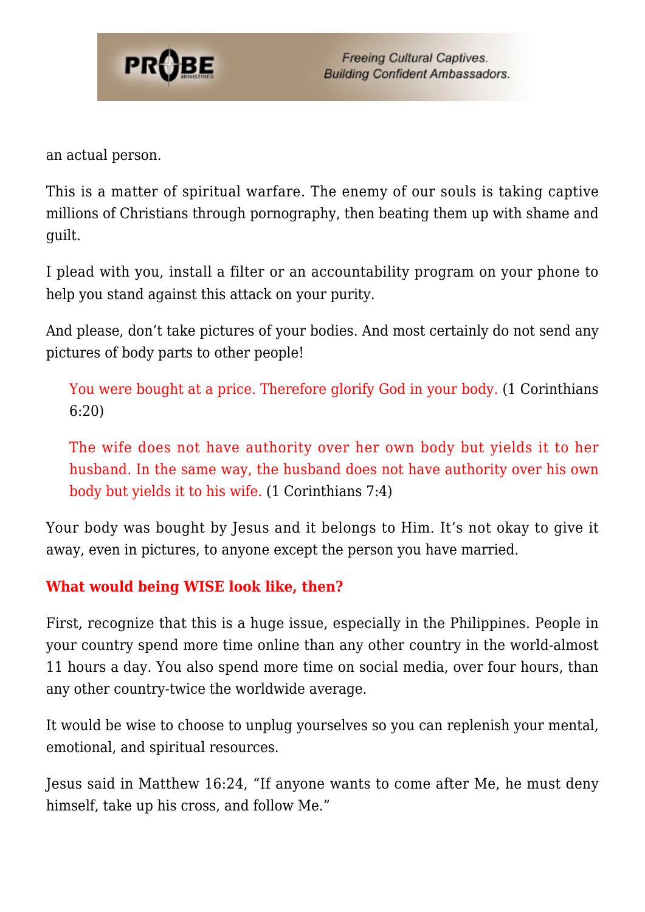an actual person.

This is a matter of spiritual warfare. The enemy of our souls is taking captive millions of Christians through pornography, then beating them up with shame and guilt.

I plead with you, install a filter or an accountability program on your phone to help you stand against this attack on your purity.

And please, don't take pictures of your bodies. And most certainly do not send any pictures of body parts to other people!

> You were bought at a price. Therefore glorify God in your body. (1 Corinthians 6:20)

> The wife does not have authority over her own body but yields it to her husband. In the same way, the husband does not have authority over his own body but yields it to his wife. (1 Corinthians 7:4)

Your body was bought by Jesus and it belongs to Him. It's not okay to give it away, even in pictures, to anyone except the person you have married.

**What would being WISE look like, then?**

First, recognize that this is a huge issue, especially in the Philippines. People in your country spend more time online than any other country in the world-almost 11 hours a day. You also spend more time on social media, over four hours, than any other country-twice the worldwide average.

It would be wise to choose to unplug yourselves so you can replenish your mental, emotional, and spiritual resources.

Jesus said in Matthew 16:24, "If anyone wants to come after Me, he must deny himself, take up his cross, and follow Me."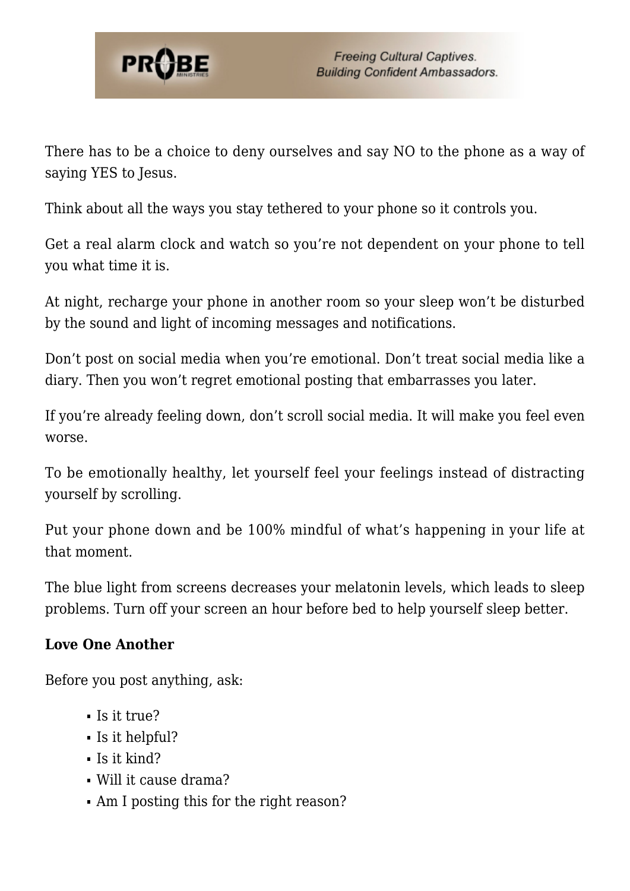There has to be a choice to deny ourselves and say NO to the phone as a way of saying YES to Jesus.

Think about all the ways you stay tethered to your phone so it controls you.

Get a real alarm clock and watch so you're not dependent on your phone to tell you what time it is.

At night, recharge your phone in another room so your sleep won't be disturbed by the sound and light of incoming messages and notifications.

Don't post on social media when you're emotional. Don't treat social media like a diary. Then you won't regret emotional posting that embarrasses you later.

If you're already feeling down, don't scroll social media. It will make you feel even worse.

To be emotionally healthy, let yourself feel your feelings instead of distracting yourself by scrolling.

Put your phone down and be 100% mindful of what's happening in your life at that moment.

The blue light from screens decreases your melatonin levels, which leads to sleep problems. Turn off your screen an hour before bed to help yourself sleep better.

**Love One Another**

Before you post anything, ask:

- Is it true?
- Is it helpful?
- Is it kind?
- Will it cause drama?
- Am I posting this for the right reason?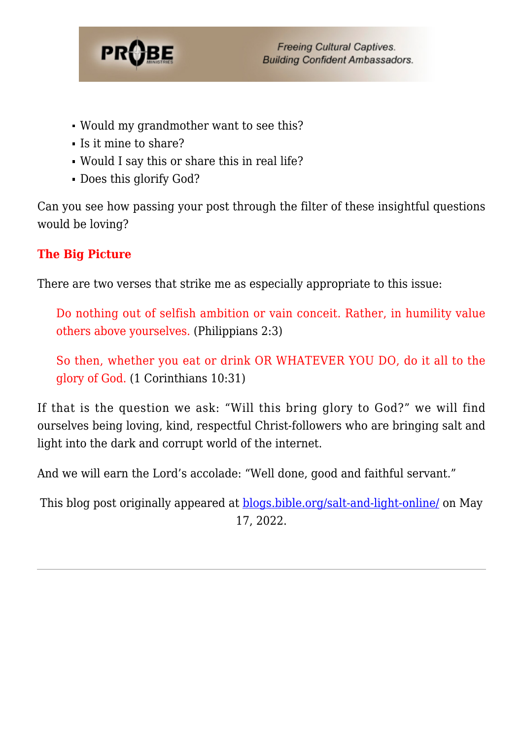- Would my grandmother want to see this?
- Is it mine to share?
- Would I say this or share this in real life?
- Does this glorify God?

Can you see how passing your post through the filter of these insightful questions would be loving?

### The Big Picture

There are two verses that strike me as especially appropriate to this issue:

> Do nothing out of selfish ambition or vain conceit. Rather, in humility value others above yourselves. (Philippians 2:3)
>
> So then, whether you eat or drink OR WHATEVER YOU DO, do it all to the glory of God. (1 Corinthians 10:31)

If that is the question we ask: "Will this bring glory to God?" we will find ourselves being loving, kind, respectful Christ-followers who are bringing salt and light into the dark and corrupt world of the internet.

And we will earn the Lord's accolade: "Well done, good and faithful servant."

This blog post originally appeared at [blogs.bible.org/salt-and-light-online/](blogs.bible.org/salt-and-light-online/) on May 17, 2022.

---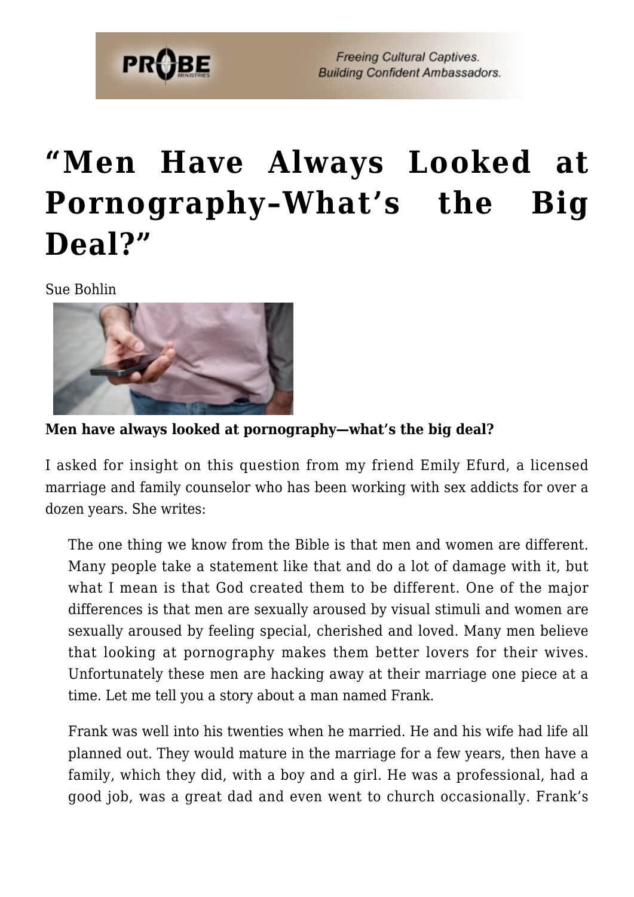# "Men Have Always Looked at Pornography–What's the Big Deal?"

Sue Bohlin

**Men have always looked at pornography—what's the big deal?**

I asked for insight on this question from my friend Emily Efurd, a licensed marriage and family counselor who has been working with sex addicts for over a dozen years. She writes:

> The one thing we know from the Bible is that men and women are different. Many people take a statement like that and do a lot of damage with it, but what I mean is that God created them to be different. One of the major differences is that men are sexually aroused by visual stimuli and women are sexually aroused by feeling special, cherished and loved. Many men believe that looking at pornography makes them better lovers for their wives. Unfortunately these men are hacking away at their marriage one piece at a time. Let me tell you a story about a man named Frank.
>
> Frank was well into his twenties when he married. He and his wife had life all planned out. They would mature in the marriage for a few years, then have a family, which they did, with a boy and a girl. He was a professional, had a good job, was a great dad and even went to church occasionally. Frank's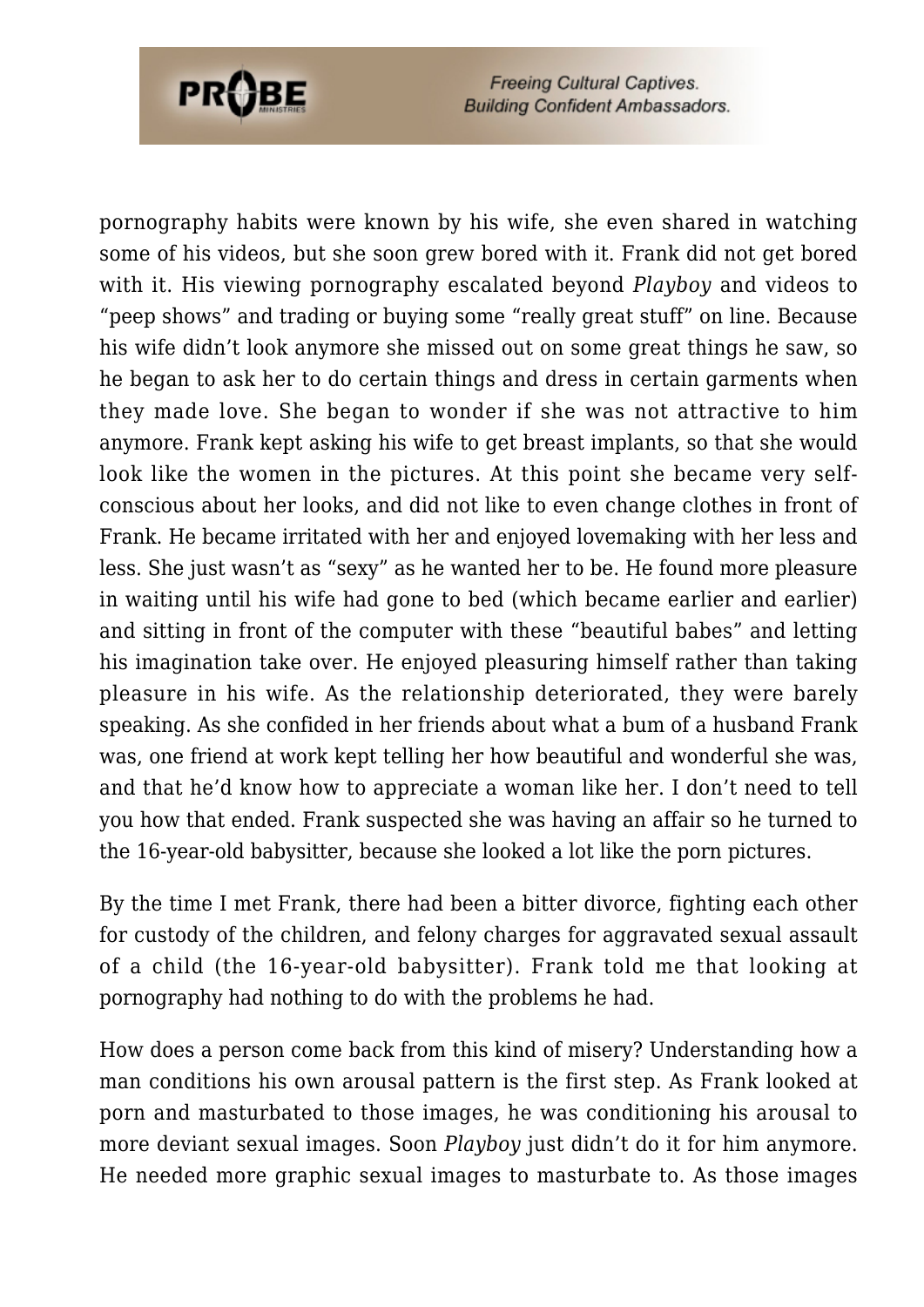pornography habits were known by his wife, she even shared in watching some of his videos, but she soon grew bored with it. Frank did not get bored with it. His viewing pornography escalated beyond *Playboy* and videos to "peep shows" and trading or buying some "really great stuff" on line. Because his wife didn't look anymore she missed out on some great things he saw, so he began to ask her to do certain things and dress in certain garments when they made love. She began to wonder if she was not attractive to him anymore. Frank kept asking his wife to get breast implants, so that she would look like the women in the pictures. At this point she became very self-conscious about her looks, and did not like to even change clothes in front of Frank. He became irritated with her and enjoyed lovemaking with her less and less. She just wasn't as "sexy" as he wanted her to be. He found more pleasure in waiting until his wife had gone to bed (which became earlier and earlier) and sitting in front of the computer with these "beautiful babes" and letting his imagination take over. He enjoyed pleasuring himself rather than taking pleasure in his wife. As the relationship deteriorated, they were barely speaking. As she confided in her friends about what a bum of a husband Frank was, one friend at work kept telling her how beautiful and wonderful she was, and that he'd know how to appreciate a woman like her. I don't need to tell you how that ended. Frank suspected she was having an affair so he turned to the 16-year-old babysitter, because she looked a lot like the porn pictures.

By the time I met Frank, there had been a bitter divorce, fighting each other for custody of the children, and felony charges for aggravated sexual assault of a child (the 16-year-old babysitter). Frank told me that looking at pornography had nothing to do with the problems he had.

How does a person come back from this kind of misery? Understanding how a man conditions his own arousal pattern is the first step. As Frank looked at porn and masturbated to those images, he was conditioning his arousal to more deviant sexual images. Soon *Playboy* just didn't do it for him anymore. He needed more graphic sexual images to masturbate to. As those images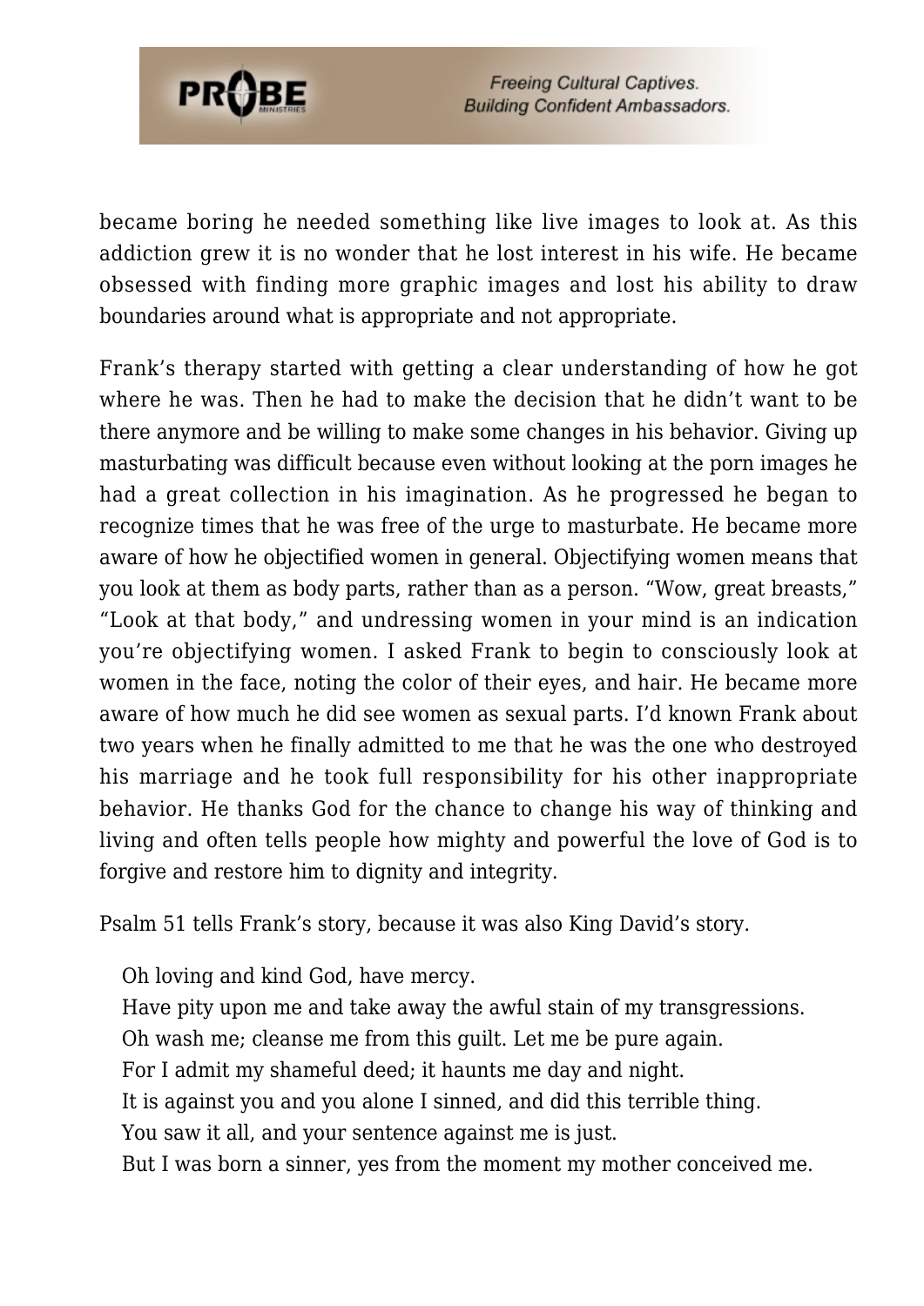became boring he needed something like live images to look at. As this addiction grew it is no wonder that he lost interest in his wife. He became obsessed with finding more graphic images and lost his ability to draw boundaries around what is appropriate and not appropriate.

Frank's therapy started with getting a clear understanding of how he got where he was. Then he had to make the decision that he didn't want to be there anymore and be willing to make some changes in his behavior. Giving up masturbating was difficult because even without looking at the porn images he had a great collection in his imagination. As he progressed he began to recognize times that he was free of the urge to masturbate. He became more aware of how he objectified women in general. Objectifying women means that you look at them as body parts, rather than as a person. "Wow, great breasts," "Look at that body," and undressing women in your mind is an indication you're objectifying women. I asked Frank to begin to consciously look at women in the face, noting the color of their eyes, and hair. He became more aware of how much he did see women as sexual parts. I'd known Frank about two years when he finally admitted to me that he was the one who destroyed his marriage and he took full responsibility for his other inappropriate behavior. He thanks God for the chance to change his way of thinking and living and often tells people how mighty and powerful the love of God is to forgive and restore him to dignity and integrity.

Psalm 51 tells Frank's story, because it was also King David's story.

> Oh loving and kind God, have mercy.
> Have pity upon me and take away the awful stain of my transgressions.
> Oh wash me; cleanse me from this guilt. Let me be pure again.
> For I admit my shameful deed; it haunts me day and night.
> It is against you and you alone I sinned, and did this terrible thing.
> You saw it all, and your sentence against me is just.
> But I was born a sinner, yes from the moment my mother conceived me.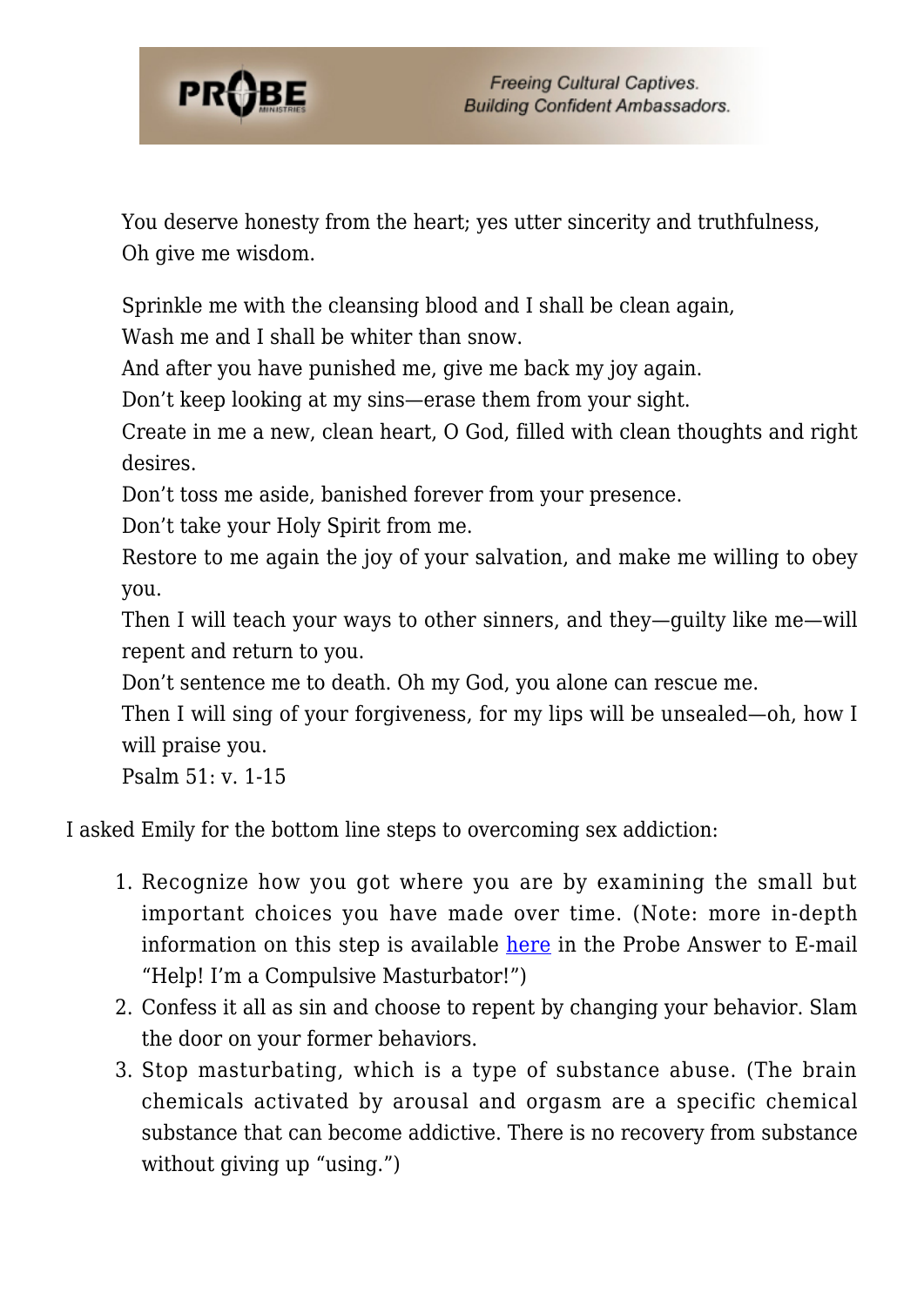> You deserve honesty from the heart; yes utter sincerity and truthfulness,
> Oh give me wisdom.
>
> Sprinkle me with the cleansing blood and I shall be clean again,
> Wash me and I shall be whiter than snow.
> And after you have punished me, give me back my joy again.
> Don't keep looking at my sins—erase them from your sight.
> Create in me a new, clean heart, O God, filled with clean thoughts and right desires.
> Don't toss me aside, banished forever from your presence.
> Don't take your Holy Spirit from me.
> Restore to me again the joy of your salvation, and make me willing to obey you.
> Then I will teach your ways to other sinners, and they—guilty like me—will repent and return to you.
> Don't sentence me to death. Oh my God, you alone can rescue me.
> Then I will sing of your forgiveness, for my lips will be unsealed—oh, how I will praise you.
> Psalm 51: v. 1-15

I asked Emily for the bottom line steps to overcoming sex addiction:

1. Recognize how you got where you are by examining the small but important choices you have made over time. (Note: more in-depth information on this step is available here in the Probe Answer to E-mail "Help! I'm a Compulsive Masturbator!")
2. Confess it all as sin and choose to repent by changing your behavior. Slam the door on your former behaviors.
3. Stop masturbating, which is a type of substance abuse. (The brain chemicals activated by arousal and orgasm are a specific chemical substance that can become addictive. There is no recovery from substance without giving up "using.")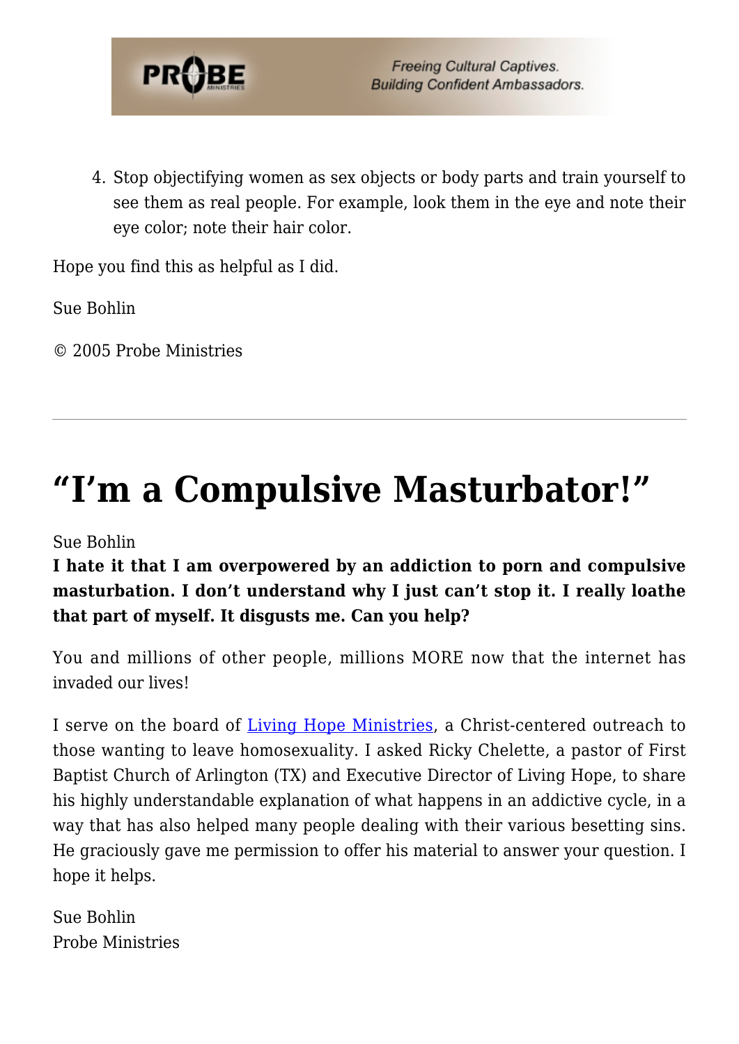4. Stop objectifying women as sex objects or body parts and train yourself to see them as real people. For example, look them in the eye and note their eye color; note their hair color.

Hope you find this as helpful as I did.

Sue Bohlin

© 2005 Probe Ministries

---

# "I'm a Compulsive Masturbator!"

Sue Bohlin

**I hate it that I am overpowered by an addiction to porn and compulsive masturbation. I don't understand why I just can't stop it. I really loathe that part of myself. It disgusts me. Can you help?**

You and millions of other people, millions MORE now that the internet has invaded our lives!

I serve on the board of Living Hope Ministries, a Christ-centered outreach to those wanting to leave homosexuality. I asked Ricky Chelette, a pastor of First Baptist Church of Arlington (TX) and Executive Director of Living Hope, to share his highly understandable explanation of what happens in an addictive cycle, in a way that has also helped many people dealing with their various besetting sins. He graciously gave me permission to offer his material to answer your question. I hope it helps.

Sue Bohlin
Probe Ministries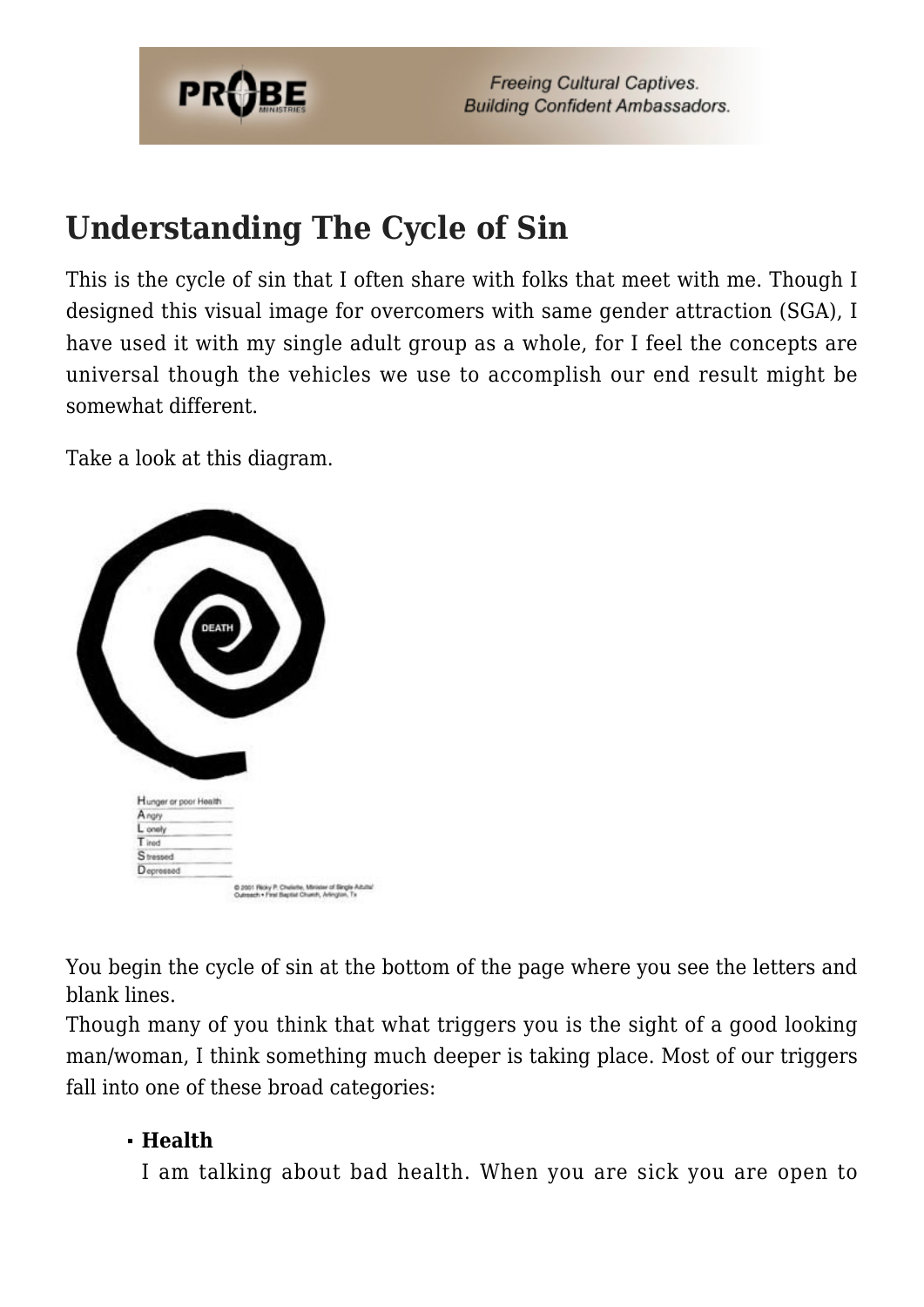## Understanding The Cycle of Sin

This is the cycle of sin that I often share with folks that meet with me. Though I designed this visual image for overcomers with same gender attraction (SGA), I have used it with my single adult group as a whole, for I feel the concepts are universal though the vehicles we use to accomplish our end result might be somewhat different.

Take a look at this diagram.

DEATH

Hunger or poor Health
Angry
Lonely
Tired
Stressed
Depressed

© 2001 Ricky P. Chelette, Minister of Single Adults/ Outreach • First Baptist Church, Arlington, Tx

You begin the cycle of sin at the bottom of the page where you see the letters and blank lines.
Though many of you think that what triggers you is the sight of a good looking man/woman, I think something much deeper is taking place. Most of our triggers fall into one of these broad categories:

- **Health**
  I am talking about bad health. When you are sick you are open to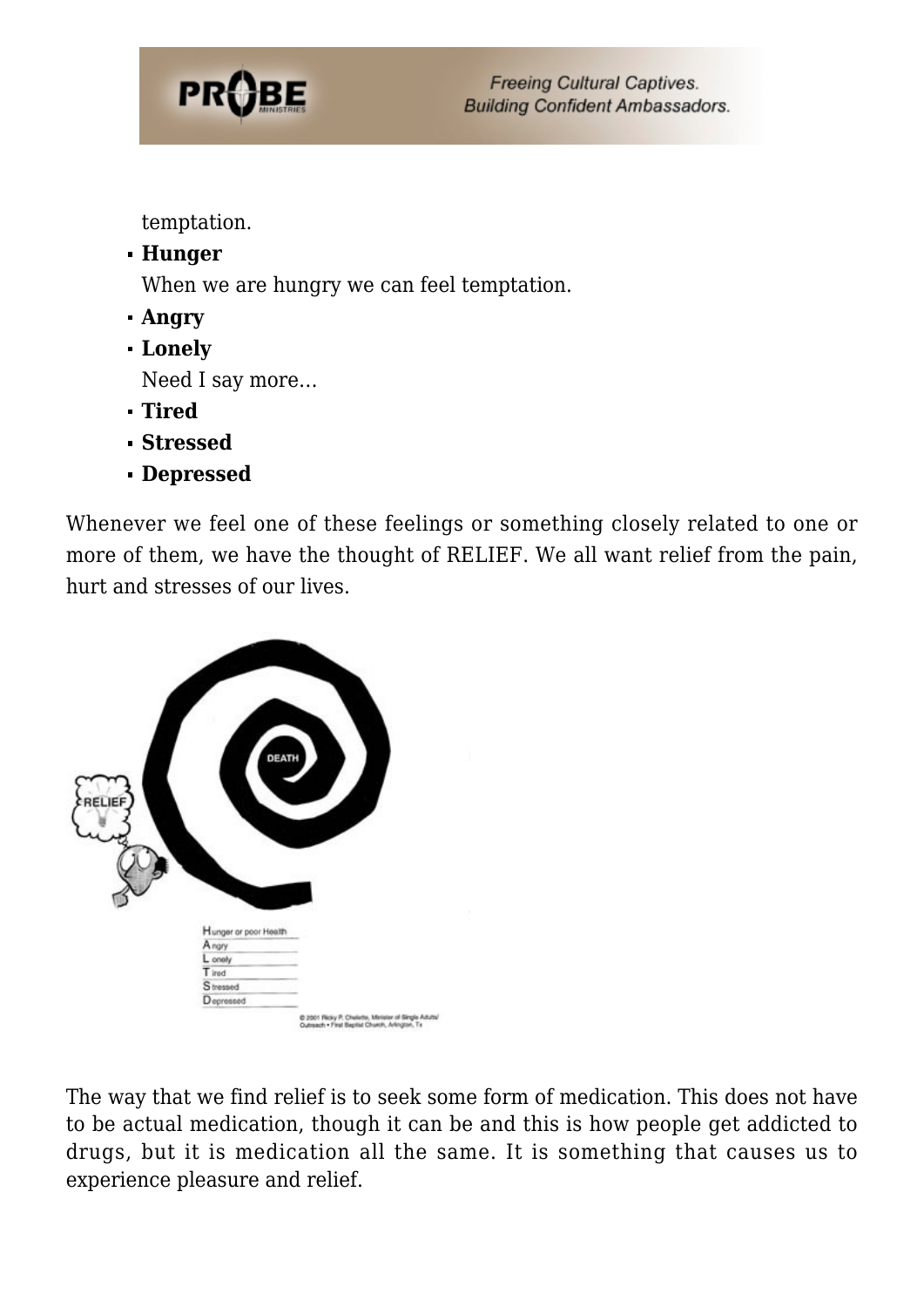temptation.

- **Hunger**
  When we are hungry we can feel temptation.
- **Angry**
- **Lonely**
  Need I say more…
- **Tired**
- **Stressed**
- **Depressed**

Whenever we feel one of these feelings or something closely related to one or more of them, we have the thought of RELIEF. We all want relief from the pain, hurt and stresses of our lives.

The way that we find relief is to seek some form of medication. This does not have to be actual medication, though it can be and this is how people get addicted to drugs, but it is medication all the same. It is something that causes us to experience pleasure and relief.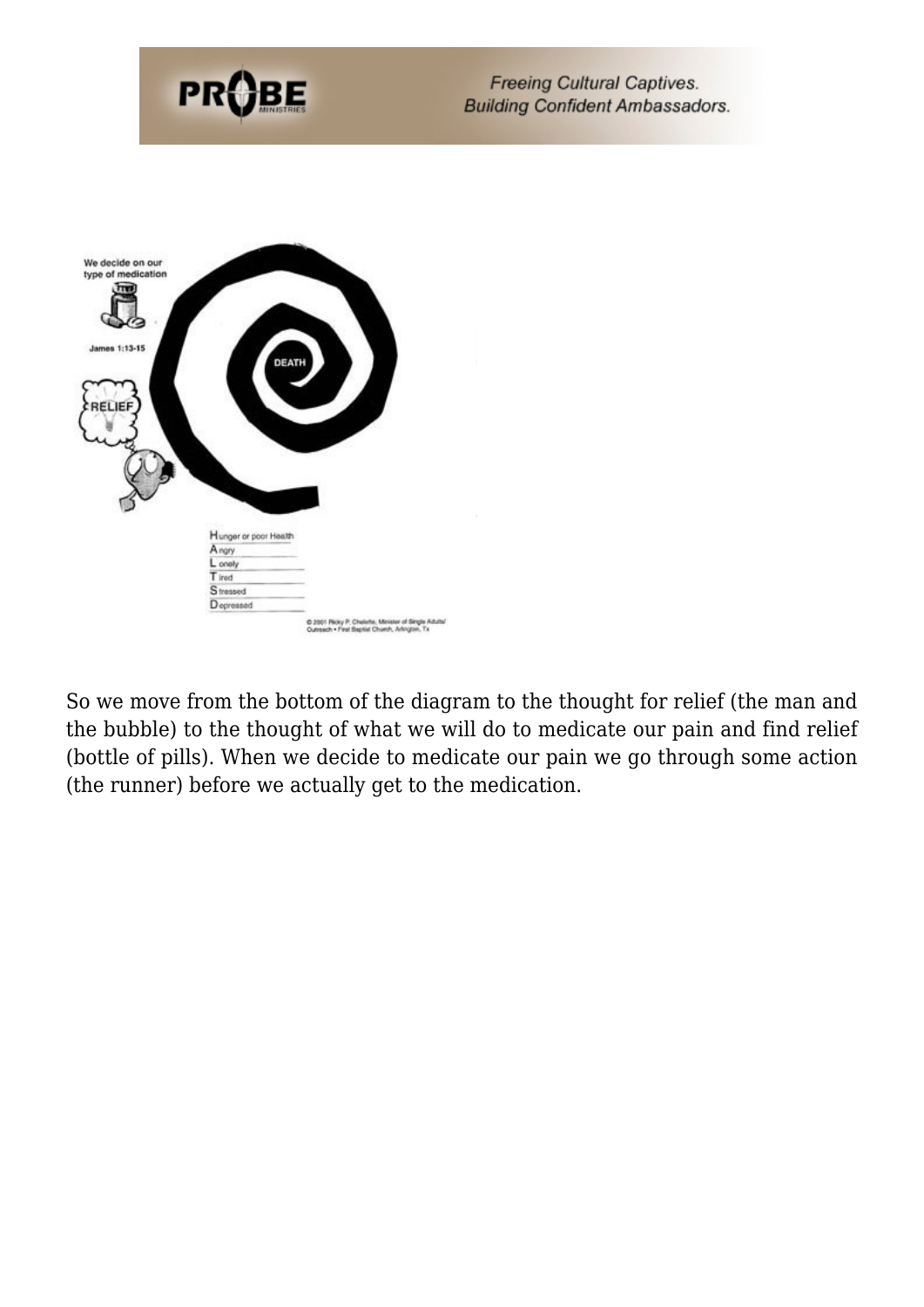So we move from the bottom of the diagram to the thought for relief (the man and the bubble) to the thought of what we will do to medicate our pain and find relief (bottle of pills). When we decide to medicate our pain we go through some action (the runner) before we actually get to the medication.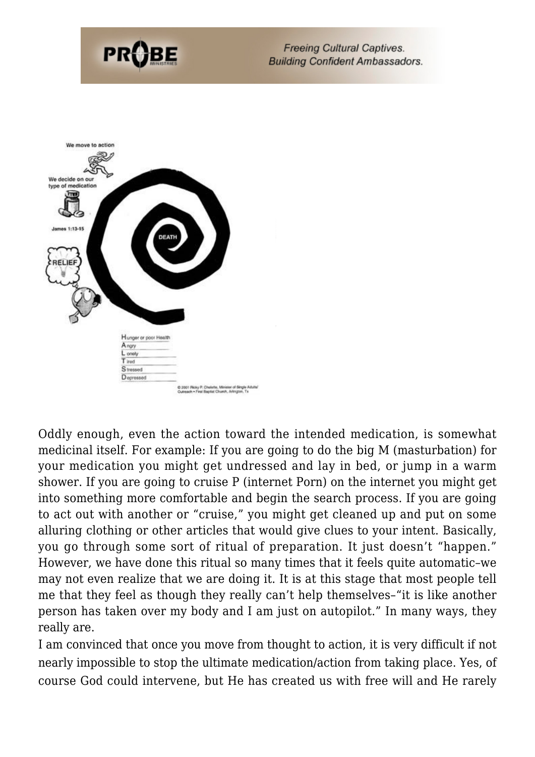We move to action

We decide on our type of medication

James 1:13-15

RELIEF

DEATH

Hunger or poor Health
Angry
Lonely
Tired
Stressed
Depressed

© 2001 Ricky P. Chelette, Minister of Single Adults/Outreach • First Baptist Church, Arlington, Tx

Oddly enough, even the action toward the intended medication, is somewhat medicinal itself. For example: If you are going to do the big M (masturbation) for your medication you might get undressed and lay in bed, or jump in a warm shower. If you are going to cruise P (internet Porn) on the internet you might get into something more comfortable and begin the search process. If you are going to act out with another or "cruise," you might get cleaned up and put on some alluring clothing or other articles that would give clues to your intent. Basically, you go through some sort of ritual of preparation. It just doesn't "happen." However, we have done this ritual so many times that it feels quite automatic–we may not even realize that we are doing it. It is at this stage that most people tell me that they feel as though they really can't help themselves–"it is like another person has taken over my body and I am just on autopilot." In many ways, they really are.

I am convinced that once you move from thought to action, it is very difficult if not nearly impossible to stop the ultimate medication/action from taking place. Yes, of course God could intervene, but He has created us with free will and He rarely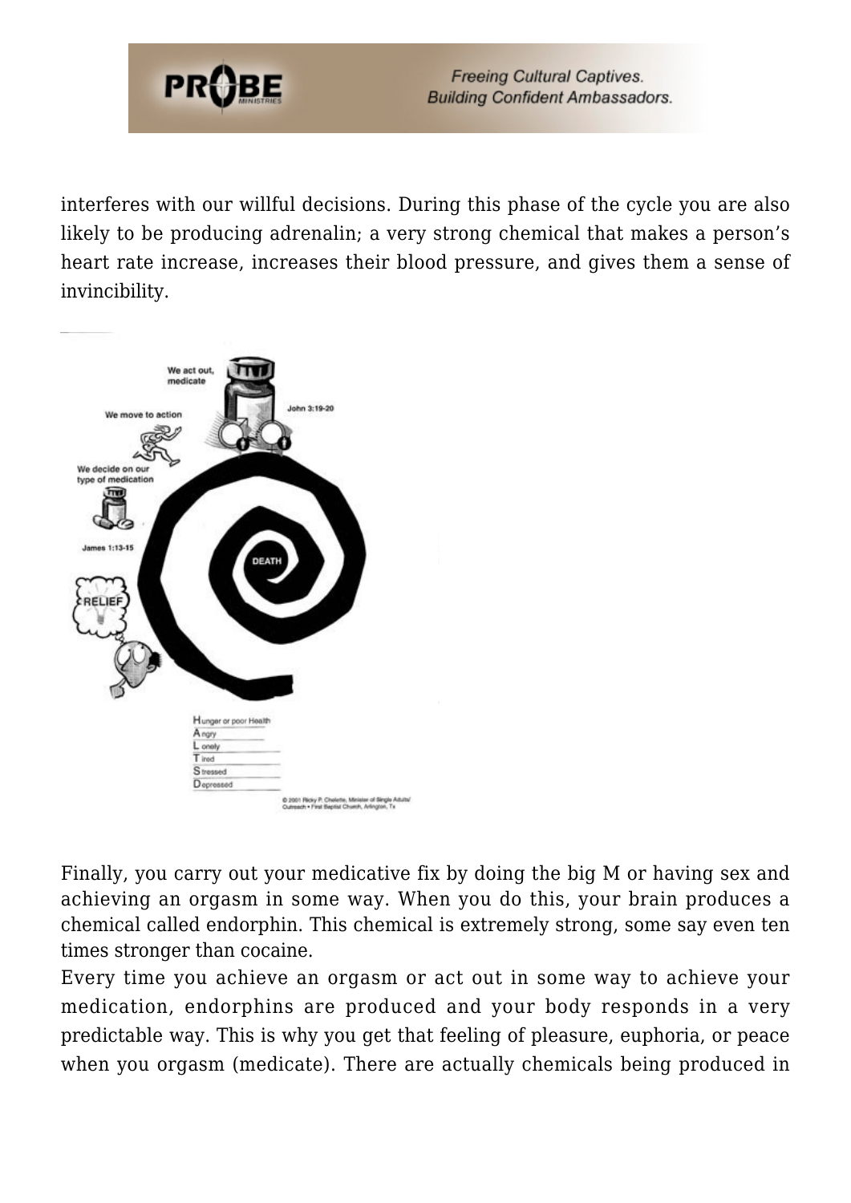interferes with our willful decisions. During this phase of the cycle you are also likely to be producing adrenalin; a very strong chemical that makes a person's heart rate increase, increases their blood pressure, and gives them a sense of invincibility.

Finally, you carry out your medicative fix by doing the big M or having sex and achieving an orgasm in some way. When you do this, your brain produces a chemical called endorphin. This chemical is extremely strong, some say even ten times stronger than cocaine.

Every time you achieve an orgasm or act out in some way to achieve your medication, endorphins are produced and your body responds in a very predictable way. This is why you get that feeling of pleasure, euphoria, or peace when you orgasm (medicate). There are actually chemicals being produced in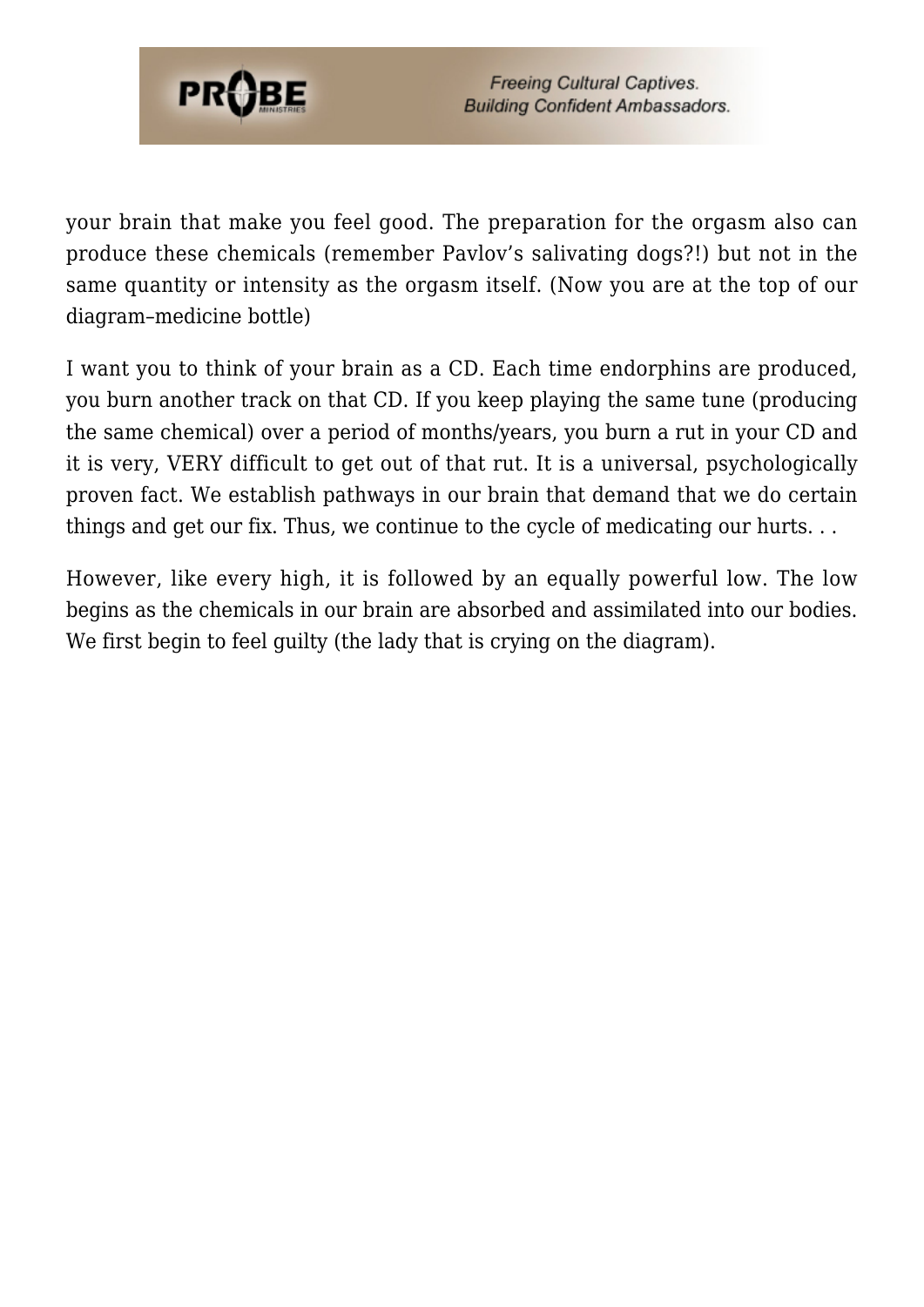your brain that make you feel good. The preparation for the orgasm also can produce these chemicals (remember Pavlov's salivating dogs?!) but not in the same quantity or intensity as the orgasm itself. (Now you are at the top of our diagram–medicine bottle)

I want you to think of your brain as a CD. Each time endorphins are produced, you burn another track on that CD. If you keep playing the same tune (producing the same chemical) over a period of months/years, you burn a rut in your CD and it is very, VERY difficult to get out of that rut. It is a universal, psychologically proven fact. We establish pathways in our brain that demand that we do certain things and get our fix. Thus, we continue to the cycle of medicating our hurts. . .

However, like every high, it is followed by an equally powerful low. The low begins as the chemicals in our brain are absorbed and assimilated into our bodies. We first begin to feel guilty (the lady that is crying on the diagram).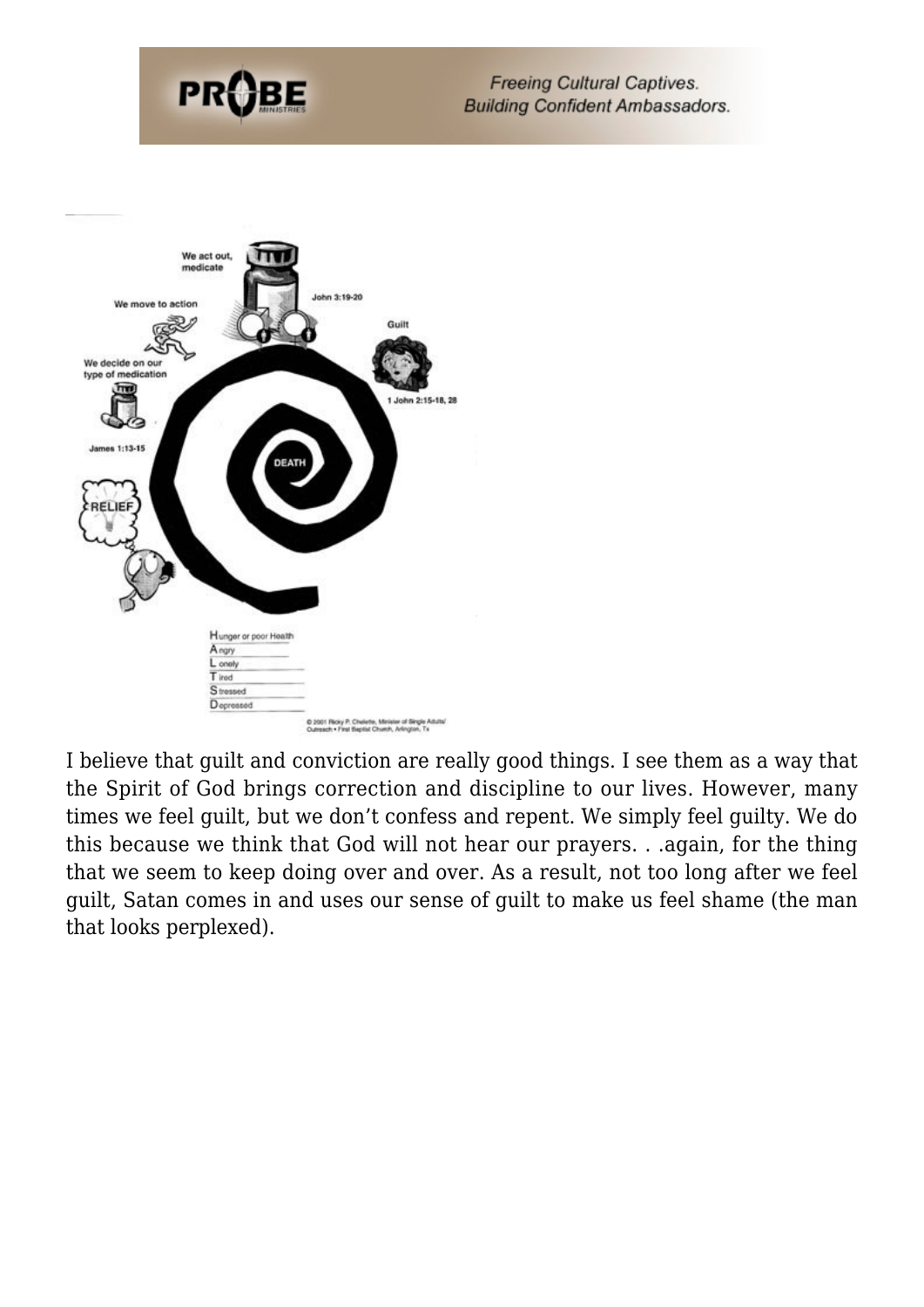I believe that guilt and conviction are really good things. I see them as a way that the Spirit of God brings correction and discipline to our lives. However, many times we feel guilt, but we don't confess and repent. We simply feel guilty. We do this because we think that God will not hear our prayers. . .again, for the thing that we seem to keep doing over and over. As a result, not too long after we feel guilt, Satan comes in and uses our sense of guilt to make us feel shame (the man that looks perplexed).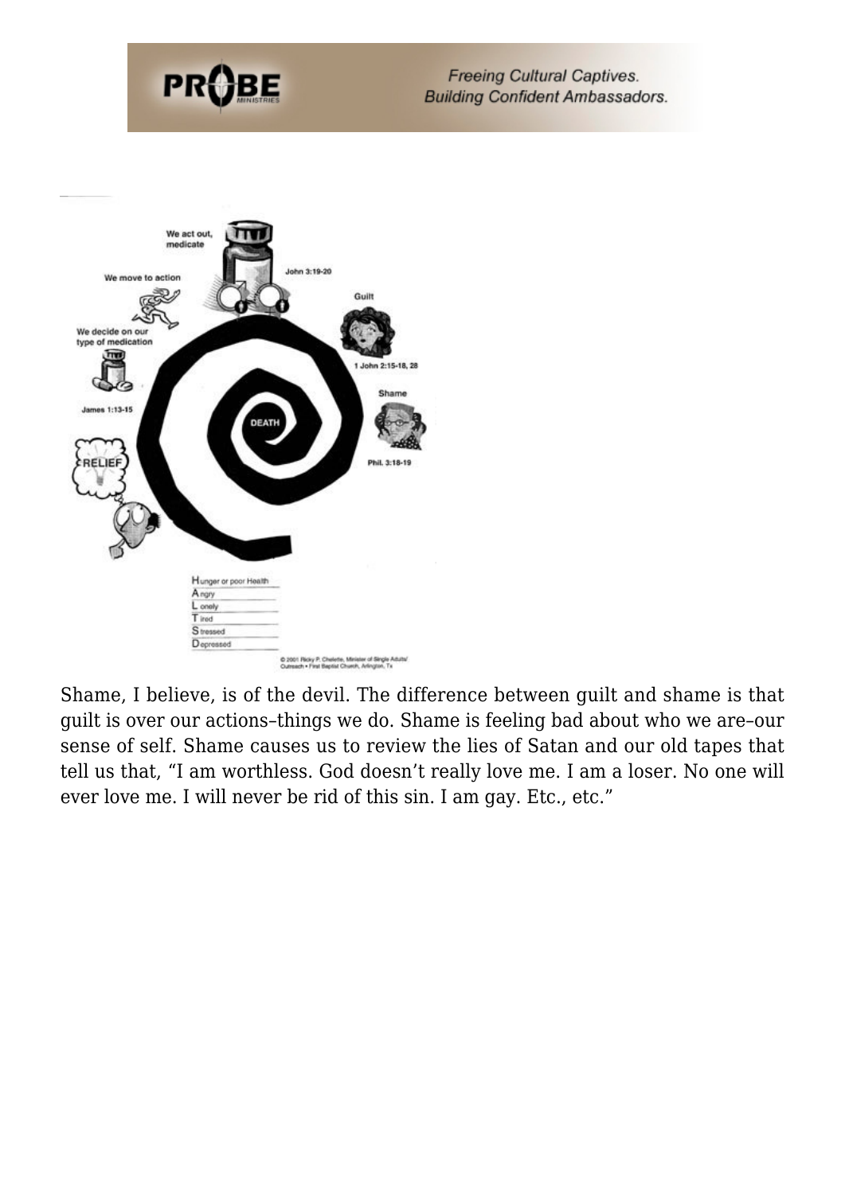Shame, I believe, is of the devil. The difference between guilt and shame is that guilt is over our actions–things we do. Shame is feeling bad about who we are–our sense of self. Shame causes us to review the lies of Satan and our old tapes that tell us that, "I am worthless. God doesn't really love me. I am a loser. No one will ever love me. I will never be rid of this sin. I am gay. Etc., etc."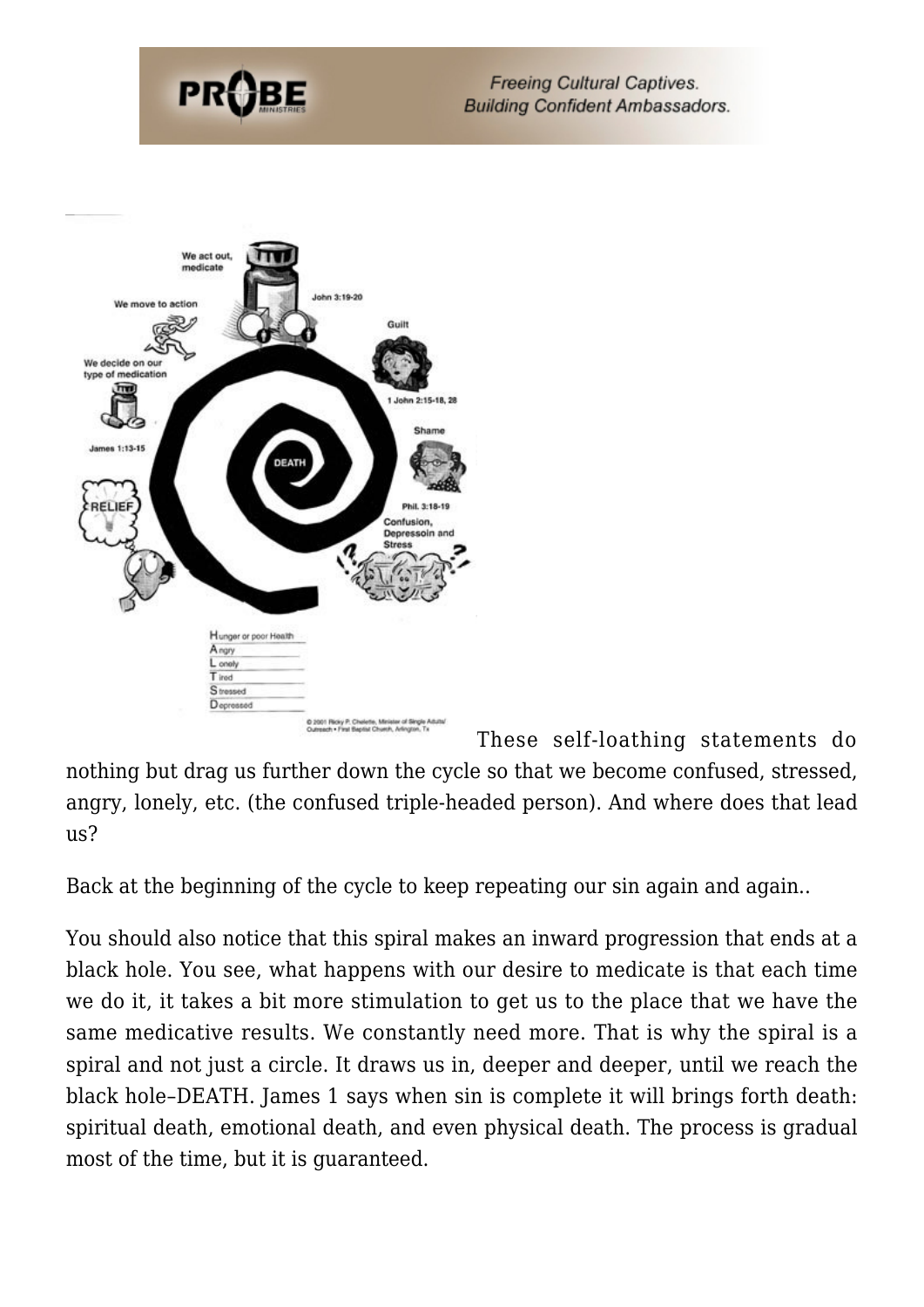These self-loathing statements do nothing but drag us further down the cycle so that we become confused, stressed, angry, lonely, etc. (the confused triple-headed person). And where does that lead us?

Back at the beginning of the cycle to keep repeating our sin again and again..

You should also notice that this spiral makes an inward progression that ends at a black hole. You see, what happens with our desire to medicate is that each time we do it, it takes a bit more stimulation to get us to the place that we have the same medicative results. We constantly need more. That is why the spiral is a spiral and not just a circle. It draws us in, deeper and deeper, until we reach the black hole–DEATH. James 1 says when sin is complete it will brings forth death: spiritual death, emotional death, and even physical death. The process is gradual most of the time, but it is guaranteed.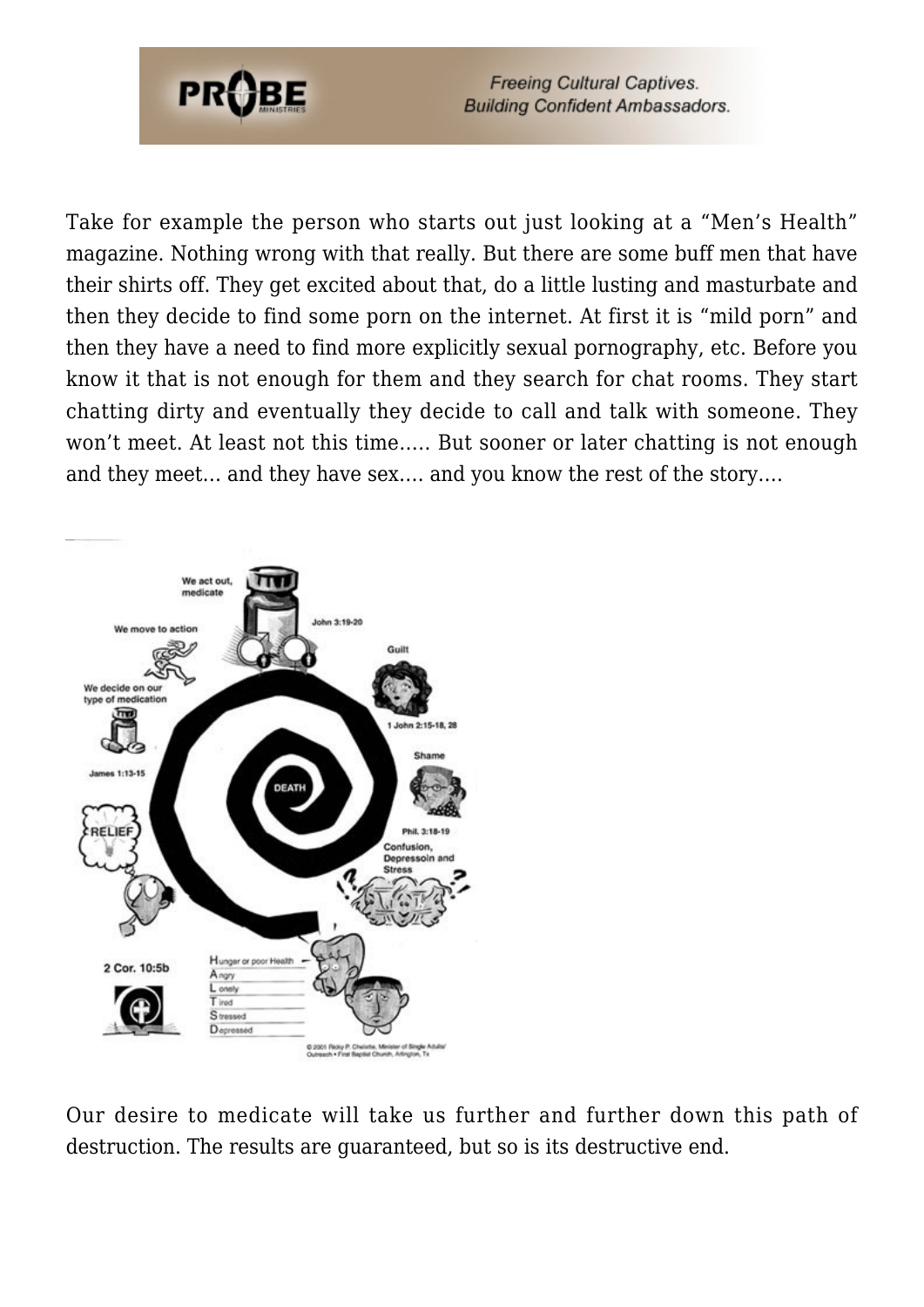Take for example the person who starts out just looking at a "Men's Health" magazine. Nothing wrong with that really. But there are some buff men that have their shirts off. They get excited about that, do a little lusting and masturbate and then they decide to find some porn on the internet. At first it is "mild porn" and then they have a need to find more explicitly sexual pornography, etc. Before you know it that is not enough for them and they search for chat rooms. They start chatting dirty and eventually they decide to call and talk with someone. They won't meet. At least not this time….. But sooner or later chatting is not enough and they meet… and they have sex…. and you know the rest of the story….

Our desire to medicate will take us further and further down this path of destruction. The results are guaranteed, but so is its destructive end.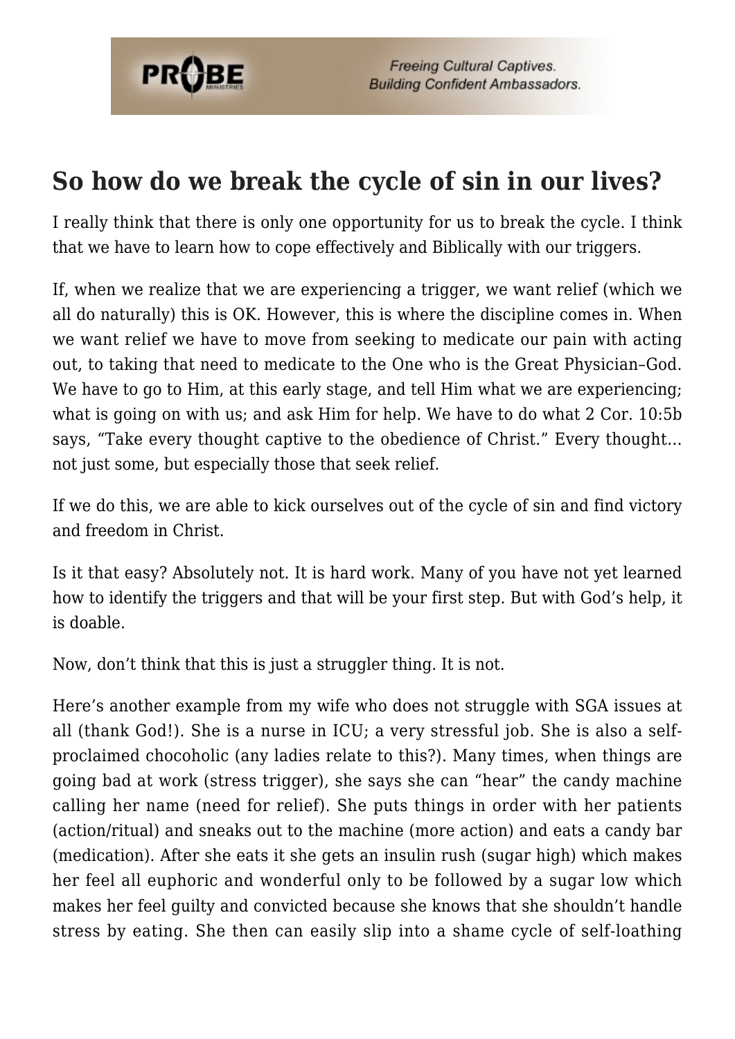## So how do we break the cycle of sin in our lives?

I really think that there is only one opportunity for us to break the cycle. I think that we have to learn how to cope effectively and Biblically with our triggers.

If, when we realize that we are experiencing a trigger, we want relief (which we all do naturally) this is OK. However, this is where the discipline comes in. When we want relief we have to move from seeking to medicate our pain with acting out, to taking that need to medicate to the One who is the Great Physician–God. We have to go to Him, at this early stage, and tell Him what we are experiencing; what is going on with us; and ask Him for help. We have to do what 2 Cor. 10:5b says, "Take every thought captive to the obedience of Christ." Every thought… not just some, but especially those that seek relief.

If we do this, we are able to kick ourselves out of the cycle of sin and find victory and freedom in Christ.

Is it that easy? Absolutely not. It is hard work. Many of you have not yet learned how to identify the triggers and that will be your first step. But with God's help, it is doable.

Now, don't think that this is just a struggler thing. It is not.

Here's another example from my wife who does not struggle with SGA issues at all (thank God!). She is a nurse in ICU; a very stressful job. She is also a self-proclaimed chocoholic (any ladies relate to this?). Many times, when things are going bad at work (stress trigger), she says she can "hear" the candy machine calling her name (need for relief). She puts things in order with her patients (action/ritual) and sneaks out to the machine (more action) and eats a candy bar (medication). After she eats it she gets an insulin rush (sugar high) which makes her feel all euphoric and wonderful only to be followed by a sugar low which makes her feel guilty and convicted because she knows that she shouldn't handle stress by eating. She then can easily slip into a shame cycle of self-loathing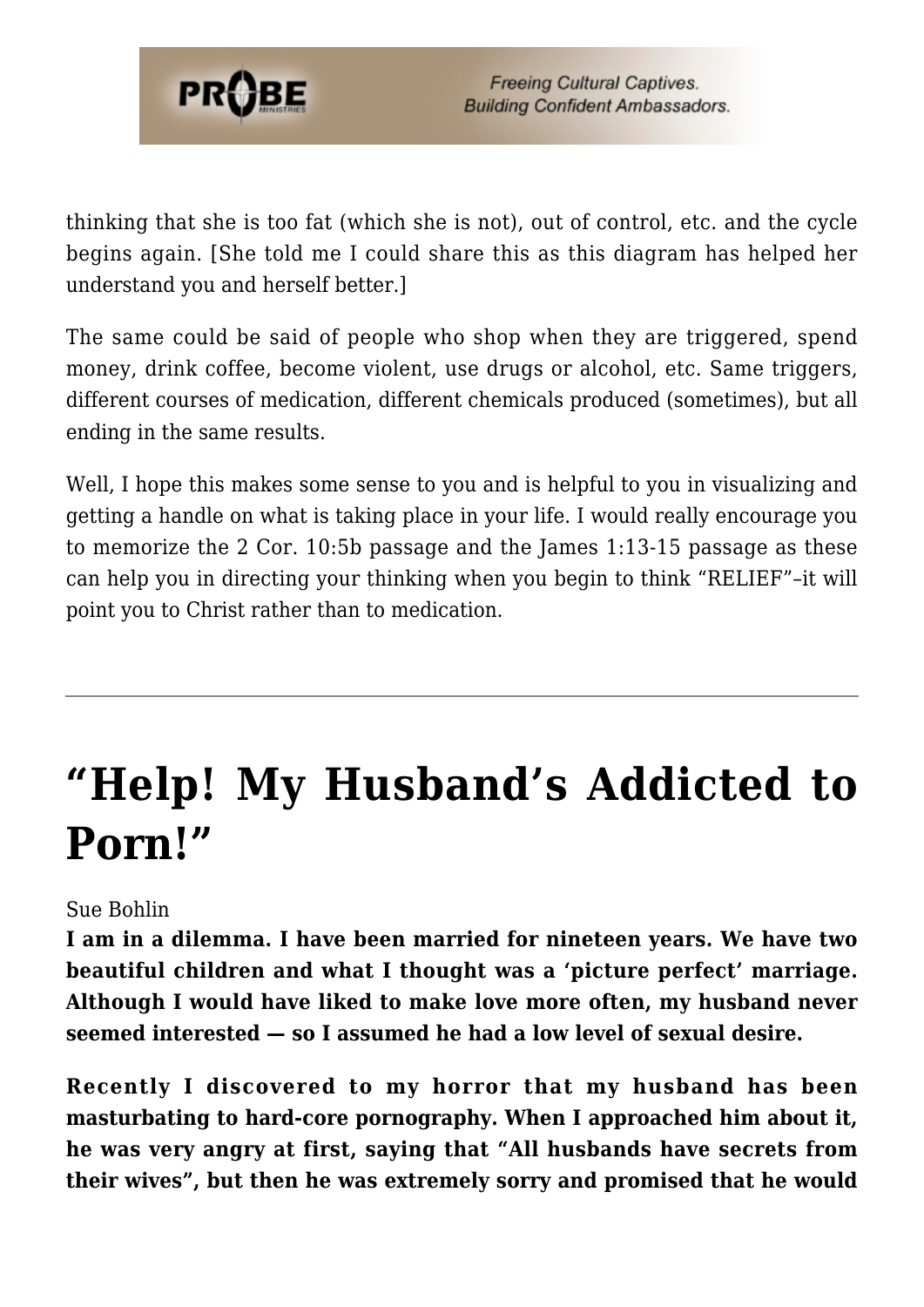thinking that she is too fat (which she is not), out of control, etc. and the cycle begins again. [She told me I could share this as this diagram has helped her understand you and herself better.]

The same could be said of people who shop when they are triggered, spend money, drink coffee, become violent, use drugs or alcohol, etc. Same triggers, different courses of medication, different chemicals produced (sometimes), but all ending in the same results.

Well, I hope this makes some sense to you and is helpful to you in visualizing and getting a handle on what is taking place in your life. I would really encourage you to memorize the 2 Cor. 10:5b passage and the James 1:13-15 passage as these can help you in directing your thinking when you begin to think "RELIEF"–it will point you to Christ rather than to medication.

---

# "Help! My Husband's Addicted to Porn!"

Sue Bohlin

**I am in a dilemma. I have been married for nineteen years. We have two beautiful children and what I thought was a 'picture perfect' marriage. Although I would have liked to make love more often, my husband never seemed interested — so I assumed he had a low level of sexual desire.**

**Recently I discovered to my horror that my husband has been masturbating to hard-core pornography. When I approached him about it, he was very angry at first, saying that "All husbands have secrets from their wives", but then he was extremely sorry and promised that he would**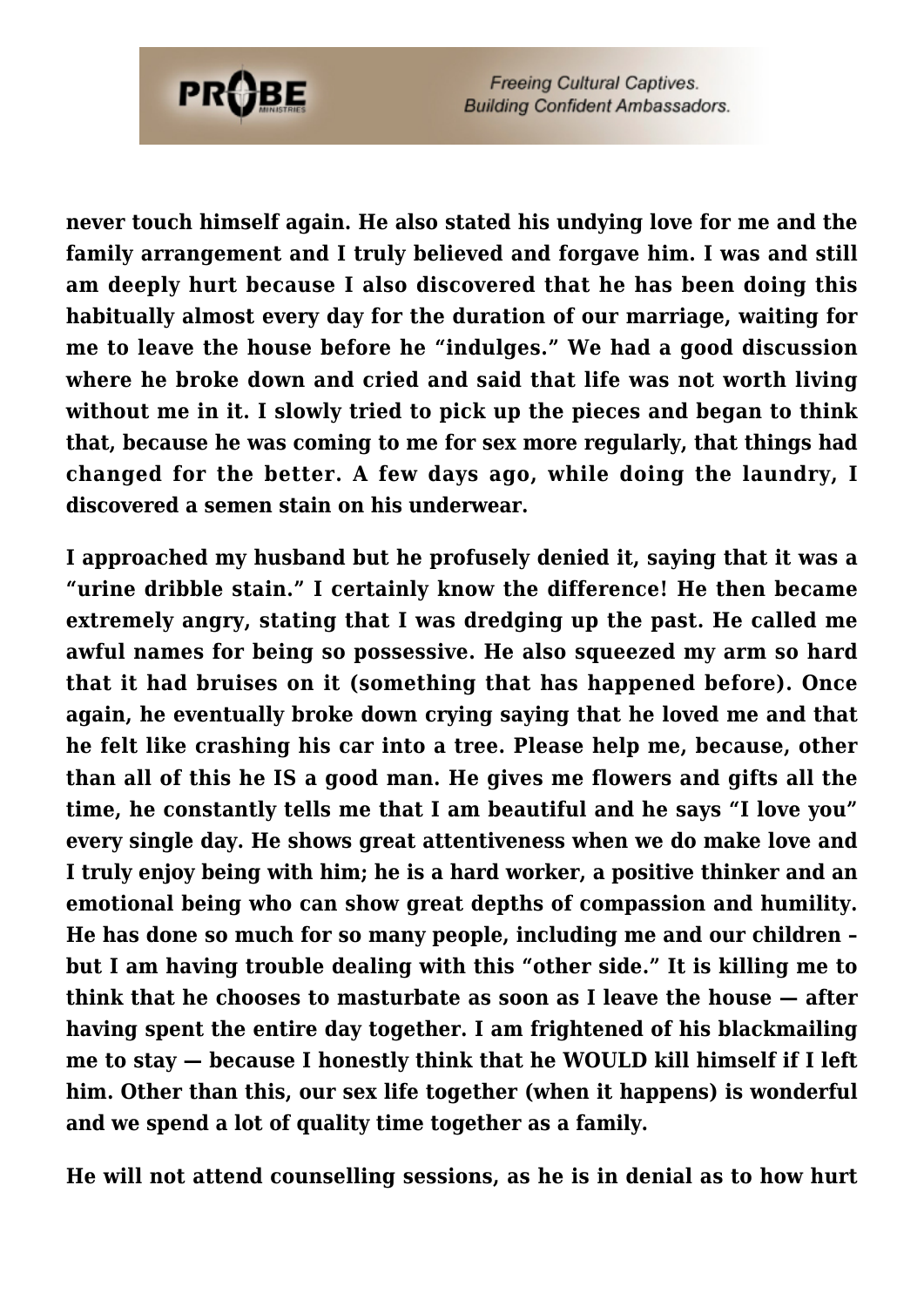**never touch himself again. He also stated his undying love for me and the family arrangement and I truly believed and forgave him. I was and still am deeply hurt because I also discovered that he has been doing this habitually almost every day for the duration of our marriage, waiting for me to leave the house before he "indulges." We had a good discussion where he broke down and cried and said that life was not worth living without me in it. I slowly tried to pick up the pieces and began to think that, because he was coming to me for sex more regularly, that things had changed for the better. A few days ago, while doing the laundry, I discovered a semen stain on his underwear.**

**I approached my husband but he profusely denied it, saying that it was a "urine dribble stain." I certainly know the difference! He then became extremely angry, stating that I was dredging up the past. He called me awful names for being so possessive. He also squeezed my arm so hard that it had bruises on it (something that has happened before). Once again, he eventually broke down crying saying that he loved me and that he felt like crashing his car into a tree. Please help me, because, other than all of this he IS a good man. He gives me flowers and gifts all the time, he constantly tells me that I am beautiful and he says "I love you" every single day. He shows great attentiveness when we do make love and I truly enjoy being with him; he is a hard worker, a positive thinker and an emotional being who can show great depths of compassion and humility. He has done so much for so many people, including me and our children – but I am having trouble dealing with this "other side." It is killing me to think that he chooses to masturbate as soon as I leave the house — after having spent the entire day together. I am frightened of his blackmailing me to stay — because I honestly think that he WOULD kill himself if I left him. Other than this, our sex life together (when it happens) is wonderful and we spend a lot of quality time together as a family.**

**He will not attend counselling sessions, as he is in denial as to how hurt**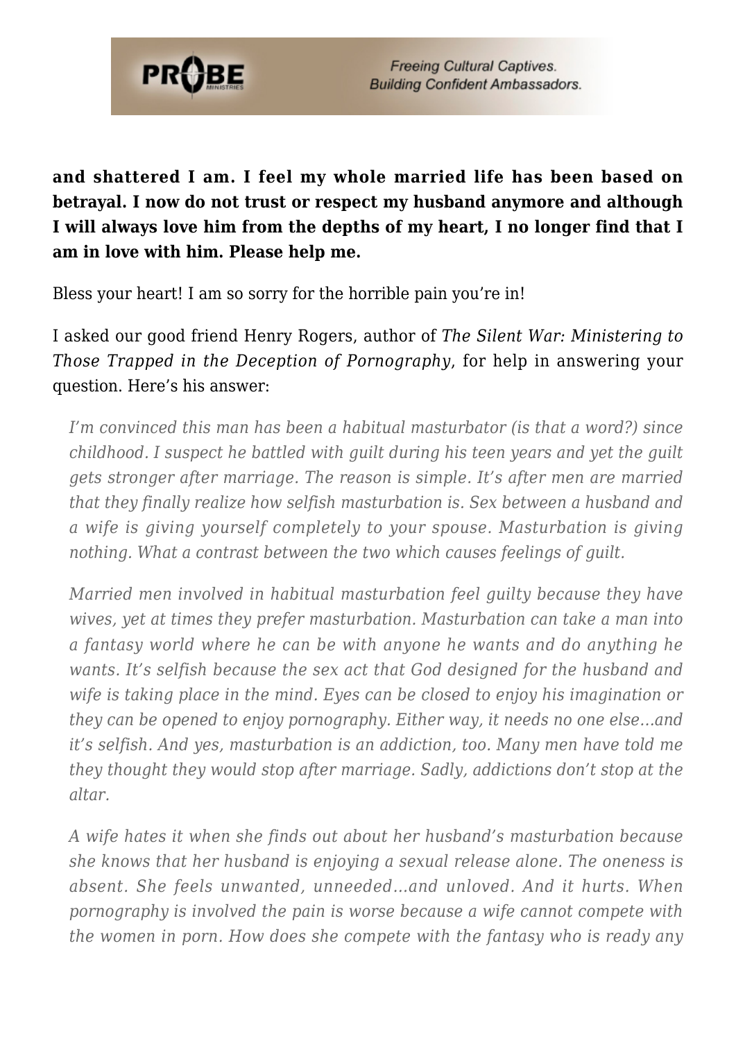**and shattered I am. I feel my whole married life has been based on betrayal. I now do not trust or respect my husband anymore and although I will always love him from the depths of my heart, I no longer find that I am in love with him. Please help me.**

Bless your heart! I am so sorry for the horrible pain you're in!

I asked our good friend Henry Rogers, author of *The Silent War: Ministering to Those Trapped in the Deception of Pornography*, for help in answering your question. Here's his answer:

> *I'm convinced this man has been a habitual masturbator (is that a word?) since childhood. I suspect he battled with guilt during his teen years and yet the guilt gets stronger after marriage. The reason is simple. It's after men are married that they finally realize how selfish masturbation is. Sex between a husband and a wife is giving yourself completely to your spouse. Masturbation is giving nothing. What a contrast between the two which causes feelings of guilt.*
>
> *Married men involved in habitual masturbation feel guilty because they have wives, yet at times they prefer masturbation. Masturbation can take a man into a fantasy world where he can be with anyone he wants and do anything he wants. It's selfish because the sex act that God designed for the husband and wife is taking place in the mind. Eyes can be closed to enjoy his imagination or they can be opened to enjoy pornography. Either way, it needs no one else…and it's selfish. And yes, masturbation is an addiction, too. Many men have told me they thought they would stop after marriage. Sadly, addictions don't stop at the altar.*
>
> *A wife hates it when she finds out about her husband's masturbation because she knows that her husband is enjoying a sexual release alone. The oneness is absent. She feels unwanted, unneeded…and unloved. And it hurts. When pornography is involved the pain is worse because a wife cannot compete with the women in porn. How does she compete with the fantasy who is ready any*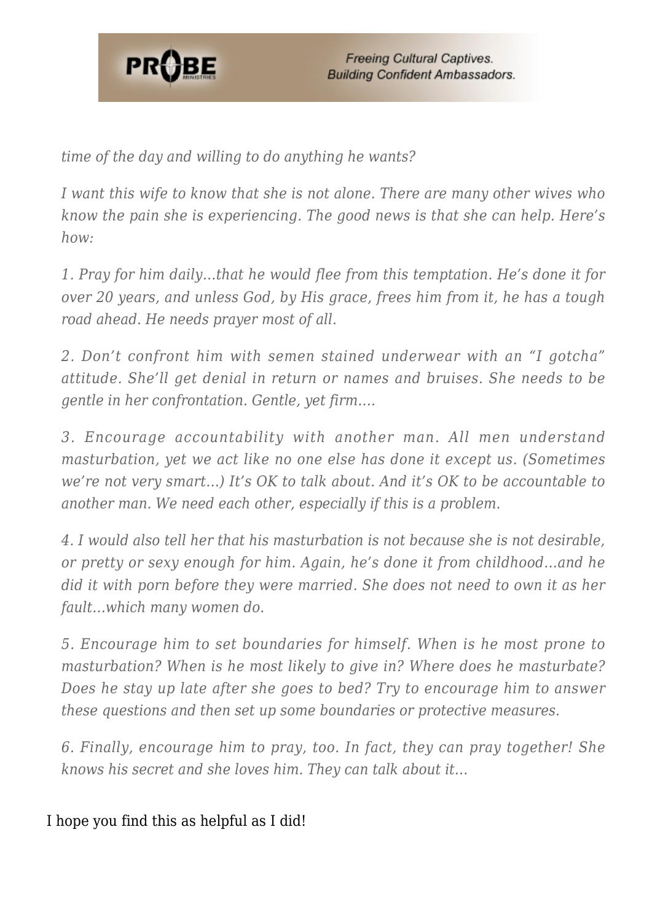*time of the day and willing to do anything he wants?*

*I want this wife to know that she is not alone. There are many other wives who know the pain she is experiencing. The good news is that she can help. Here's how:*

*1. Pray for him daily…that he would flee from this temptation. He's done it for over 20 years, and unless God, by His grace, frees him from it, he has a tough road ahead. He needs prayer most of all.*

*2. Don't confront him with semen stained underwear with an "I gotcha" attitude. She'll get denial in return or names and bruises. She needs to be gentle in her confrontation. Gentle, yet firm….*

*3. Encourage accountability with another man. All men understand masturbation, yet we act like no one else has done it except us. (Sometimes we're not very smart…) It's OK to talk about. And it's OK to be accountable to another man. We need each other, especially if this is a problem.*

*4. I would also tell her that his masturbation is not because she is not desirable, or pretty or sexy enough for him. Again, he's done it from childhood…and he did it with porn before they were married. She does not need to own it as her fault…which many women do.*

*5. Encourage him to set boundaries for himself. When is he most prone to masturbation? When is he most likely to give in? Where does he masturbate? Does he stay up late after she goes to bed? Try to encourage him to answer these questions and then set up some boundaries or protective measures.*

*6. Finally, encourage him to pray, too. In fact, they can pray together! She knows his secret and she loves him. They can talk about it…*

I hope you find this as helpful as I did!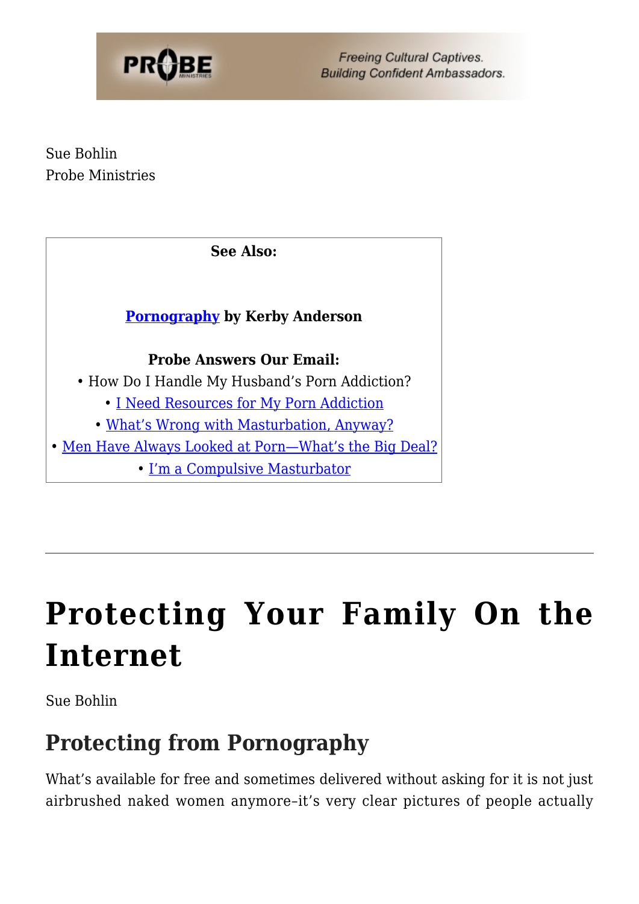Sue Bohlin
Probe Ministries

**See Also:**

**Pornography by Kerby Anderson**

**Probe Answers Our Email:**
• How Do I Handle My Husband's Porn Addiction?
• I Need Resources for My Porn Addiction
• What's Wrong with Masturbation, Anyway?
• Men Have Always Looked at Porn—What's the Big Deal?
• I'm a Compulsive Masturbator

---

# Protecting Your Family On the Internet

Sue Bohlin

## Protecting from Pornography

What's available for free and sometimes delivered without asking for it is not just airbrushed naked women anymore–it's very clear pictures of people actually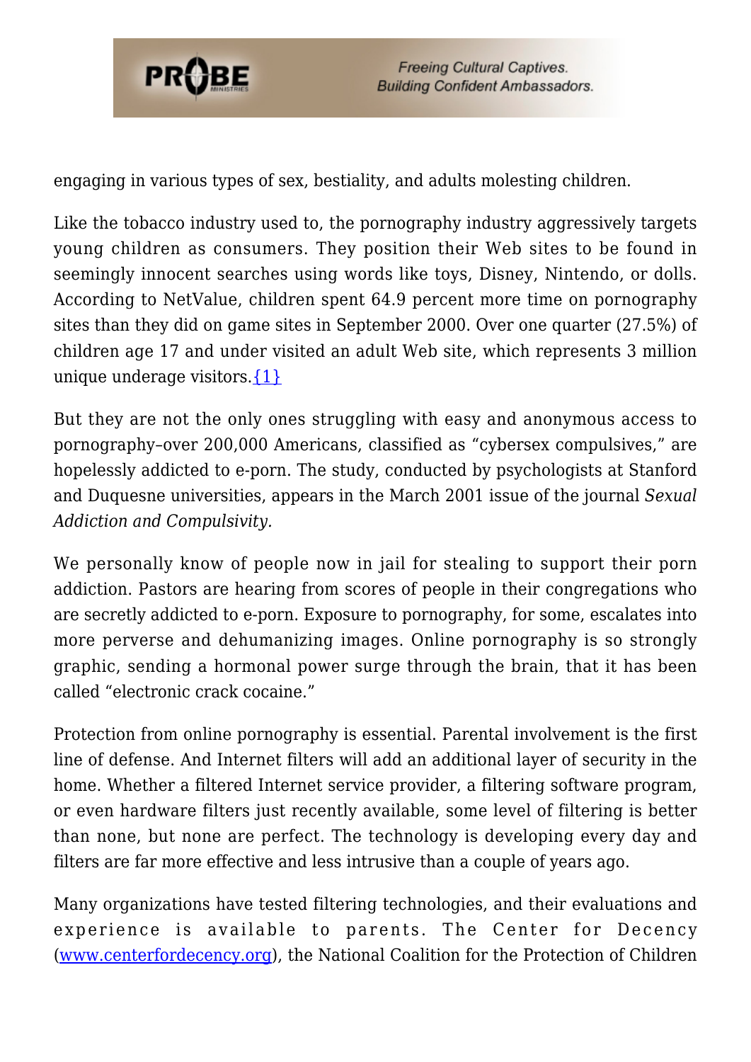engaging in various types of sex, bestiality, and adults molesting children.

Like the tobacco industry used to, the pornography industry aggressively targets young children as consumers. They position their Web sites to be found in seemingly innocent searches using words like toys, Disney, Nintendo, or dolls. According to NetValue, children spent 64.9 percent more time on pornography sites than they did on game sites in September 2000. Over one quarter (27.5%) of children age 17 and under visited an adult Web site, which represents 3 million unique underage visitors.{1}

But they are not the only ones struggling with easy and anonymous access to pornography–over 200,000 Americans, classified as "cybersex compulsives," are hopelessly addicted to e-porn. The study, conducted by psychologists at Stanford and Duquesne universities, appears in the March 2001 issue of the journal *Sexual Addiction and Compulsivity.*

We personally know of people now in jail for stealing to support their porn addiction. Pastors are hearing from scores of people in their congregations who are secretly addicted to e-porn. Exposure to pornography, for some, escalates into more perverse and dehumanizing images. Online pornography is so strongly graphic, sending a hormonal power surge through the brain, that it has been called "electronic crack cocaine."

Protection from online pornography is essential. Parental involvement is the first line of defense. And Internet filters will add an additional layer of security in the home. Whether a filtered Internet service provider, a filtering software program, or even hardware filters just recently available, some level of filtering is better than none, but none are perfect. The technology is developing every day and filters are far more effective and less intrusive than a couple of years ago.

Many organizations have tested filtering technologies, and their evaluations and experience is available to parents. The Center for Decency (www.centerfordecency.org), the National Coalition for the Protection of Children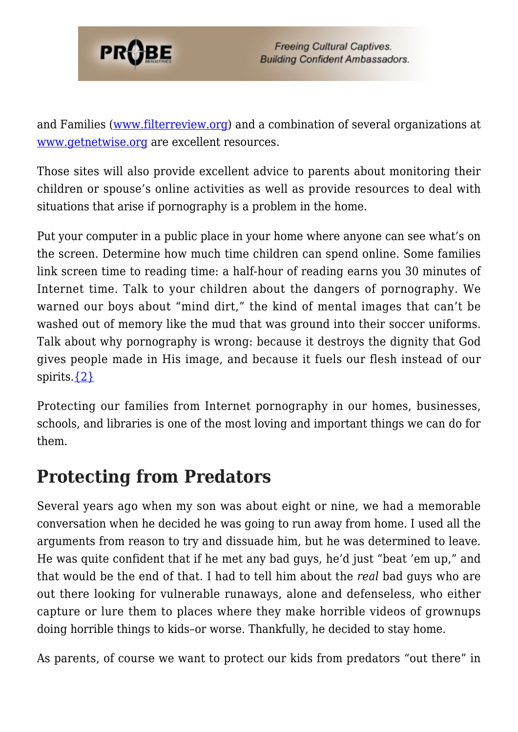and Families ([www.filterreview.org](http://www.filterreview.org)) and a combination of several organizations at [www.getnetwise.org](http://www.getnetwise.org) are excellent resources.

Those sites will also provide excellent advice to parents about monitoring their children or spouse's online activities as well as provide resources to deal with situations that arise if pornography is a problem in the home.

Put your computer in a public place in your home where anyone can see what's on the screen. Determine how much time children can spend online. Some families link screen time to reading time: a half-hour of reading earns you 30 minutes of Internet time. Talk to your children about the dangers of pornography. We warned our boys about "mind dirt," the kind of mental images that can't be washed out of memory like the mud that was ground into their soccer uniforms. Talk about why pornography is wrong: because it destroys the dignity that God gives people made in His image, and because it fuels our flesh instead of our spirits.{2}

Protecting our families from Internet pornography in our homes, businesses, schools, and libraries is one of the most loving and important things we can do for them.

## Protecting from Predators

Several years ago when my son was about eight or nine, we had a memorable conversation when he decided he was going to run away from home. I used all the arguments from reason to try and dissuade him, but he was determined to leave. He was quite confident that if he met any bad guys, he'd just "beat 'em up," and that would be the end of that. I had to tell him about the *real* bad guys who are out there looking for vulnerable runaways, alone and defenseless, who either capture or lure them to places where they make horrible videos of grownups doing horrible things to kids–or worse. Thankfully, he decided to stay home.

As parents, of course we want to protect our kids from predators "out there" in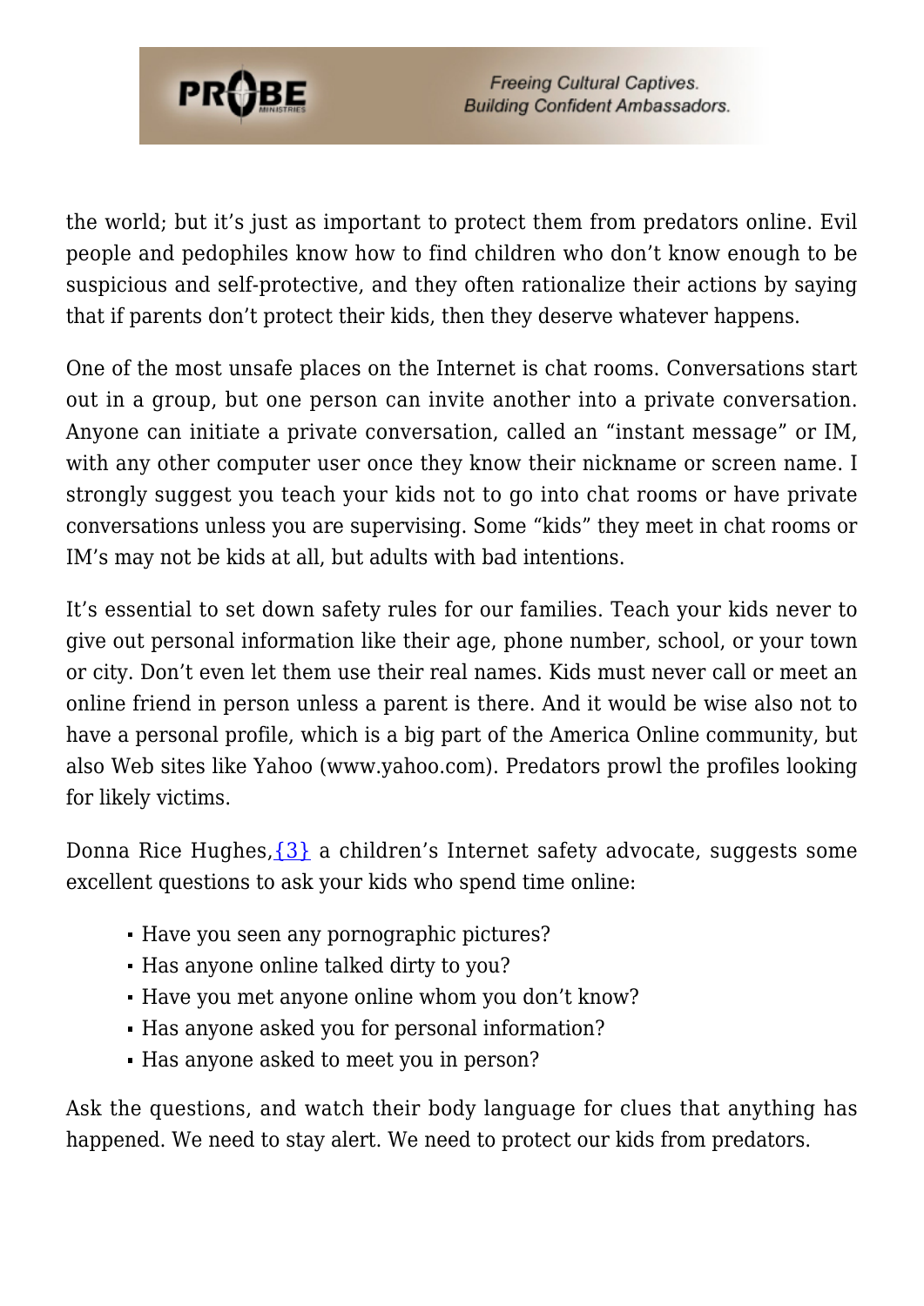the world; but it's just as important to protect them from predators online. Evil people and pedophiles know how to find children who don't know enough to be suspicious and self-protective, and they often rationalize their actions by saying that if parents don't protect their kids, then they deserve whatever happens.

One of the most unsafe places on the Internet is chat rooms. Conversations start out in a group, but one person can invite another into a private conversation. Anyone can initiate a private conversation, called an "instant message" or IM, with any other computer user once they know their nickname or screen name. I strongly suggest you teach your kids not to go into chat rooms or have private conversations unless you are supervising. Some "kids" they meet in chat rooms or IM's may not be kids at all, but adults with bad intentions.

It's essential to set down safety rules for our families. Teach your kids never to give out personal information like their age, phone number, school, or your town or city. Don't even let them use their real names. Kids must never call or meet an online friend in person unless a parent is there. And it would be wise also not to have a personal profile, which is a big part of the America Online community, but also Web sites like Yahoo (www.yahoo.com). Predators prowl the profiles looking for likely victims.

Donna Rice Hughes,{3} a children's Internet safety advocate, suggests some excellent questions to ask your kids who spend time online:

- Have you seen any pornographic pictures?
- Has anyone online talked dirty to you?
- Have you met anyone online whom you don't know?
- Has anyone asked you for personal information?
- Has anyone asked to meet you in person?

Ask the questions, and watch their body language for clues that anything has happened. We need to stay alert. We need to protect our kids from predators.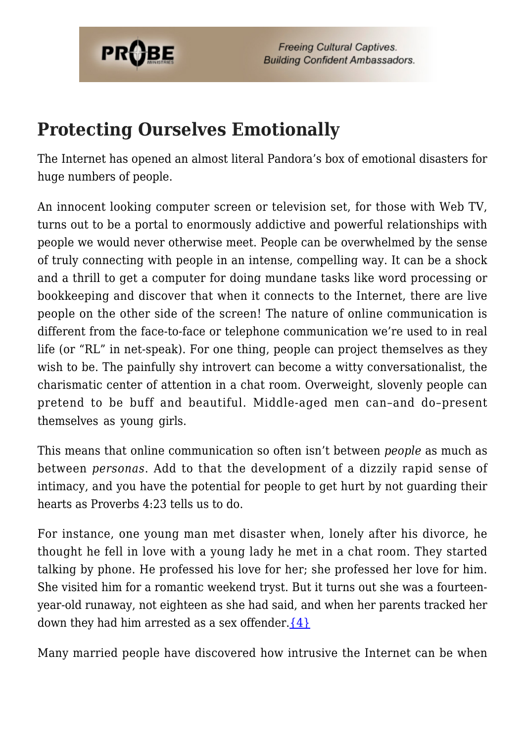## Protecting Ourselves Emotionally

The Internet has opened an almost literal Pandora's box of emotional disasters for huge numbers of people.

An innocent looking computer screen or television set, for those with Web TV, turns out to be a portal to enormously addictive and powerful relationships with people we would never otherwise meet. People can be overwhelmed by the sense of truly connecting with people in an intense, compelling way. It can be a shock and a thrill to get a computer for doing mundane tasks like word processing or bookkeeping and discover that when it connects to the Internet, there are live people on the other side of the screen! The nature of online communication is different from the face-to-face or telephone communication we're used to in real life (or "RL" in net-speak). For one thing, people can project themselves as they wish to be. The painfully shy introvert can become a witty conversationalist, the charismatic center of attention in a chat room. Overweight, slovenly people can pretend to be buff and beautiful. Middle-aged men can–and do–present themselves as young girls.

This means that online communication so often isn't between *people* as much as between *personas*. Add to that the development of a dizzily rapid sense of intimacy, and you have the potential for people to get hurt by not guarding their hearts as Proverbs 4:23 tells us to do.

For instance, one young man met disaster when, lonely after his divorce, he thought he fell in love with a young lady he met in a chat room. They started talking by phone. He professed his love for her; she professed her love for him. She visited him for a romantic weekend tryst. But it turns out she was a fourteen-year-old runaway, not eighteen as she had said, and when her parents tracked her down they had him arrested as a sex offender.{4}

Many married people have discovered how intrusive the Internet can be when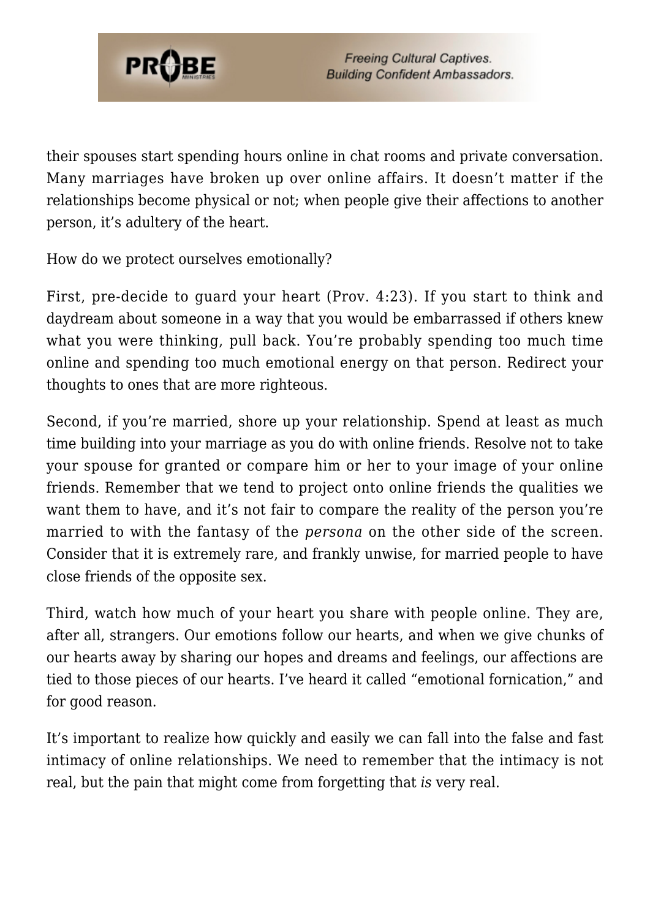their spouses start spending hours online in chat rooms and private conversation. Many marriages have broken up over online affairs. It doesn't matter if the relationships become physical or not; when people give their affections to another person, it's adultery of the heart.

How do we protect ourselves emotionally?

First, pre-decide to guard your heart (Prov. 4:23). If you start to think and daydream about someone in a way that you would be embarrassed if others knew what you were thinking, pull back. You're probably spending too much time online and spending too much emotional energy on that person. Redirect your thoughts to ones that are more righteous.

Second, if you're married, shore up your relationship. Spend at least as much time building into your marriage as you do with online friends. Resolve not to take your spouse for granted or compare him or her to your image of your online friends. Remember that we tend to project onto online friends the qualities we want them to have, and it's not fair to compare the reality of the person you're married to with the fantasy of the *persona* on the other side of the screen. Consider that it is extremely rare, and frankly unwise, for married people to have close friends of the opposite sex.

Third, watch how much of your heart you share with people online. They are, after all, strangers. Our emotions follow our hearts, and when we give chunks of our hearts away by sharing our hopes and dreams and feelings, our affections are tied to those pieces of our hearts. I've heard it called "emotional fornication," and for good reason.

It's important to realize how quickly and easily we can fall into the false and fast intimacy of online relationships. We need to remember that the intimacy is not real, but the pain that might come from forgetting that *is* very real.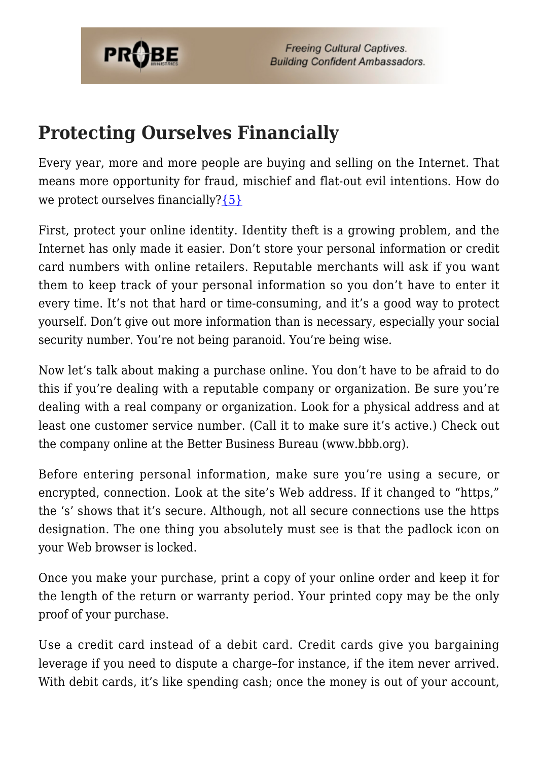## Protecting Ourselves Financially

Every year, more and more people are buying and selling on the Internet. That means more opportunity for fraud, mischief and flat-out evil intentions. How do we protect ourselves financially?{5}

First, protect your online identity. Identity theft is a growing problem, and the Internet has only made it easier. Don't store your personal information or credit card numbers with online retailers. Reputable merchants will ask if you want them to keep track of your personal information so you don't have to enter it every time. It's not that hard or time-consuming, and it's a good way to protect yourself. Don't give out more information than is necessary, especially your social security number. You're not being paranoid. You're being wise.

Now let's talk about making a purchase online. You don't have to be afraid to do this if you're dealing with a reputable company or organization. Be sure you're dealing with a real company or organization. Look for a physical address and at least one customer service number. (Call it to make sure it's active.) Check out the company online at the Better Business Bureau (www.bbb.org).

Before entering personal information, make sure you're using a secure, or encrypted, connection. Look at the site's Web address. If it changed to "https," the 's' shows that it's secure. Although, not all secure connections use the https designation. The one thing you absolutely must see is that the padlock icon on your Web browser is locked.

Once you make your purchase, print a copy of your online order and keep it for the length of the return or warranty period. Your printed copy may be the only proof of your purchase.

Use a credit card instead of a debit card. Credit cards give you bargaining leverage if you need to dispute a charge–for instance, if the item never arrived. With debit cards, it's like spending cash; once the money is out of your account,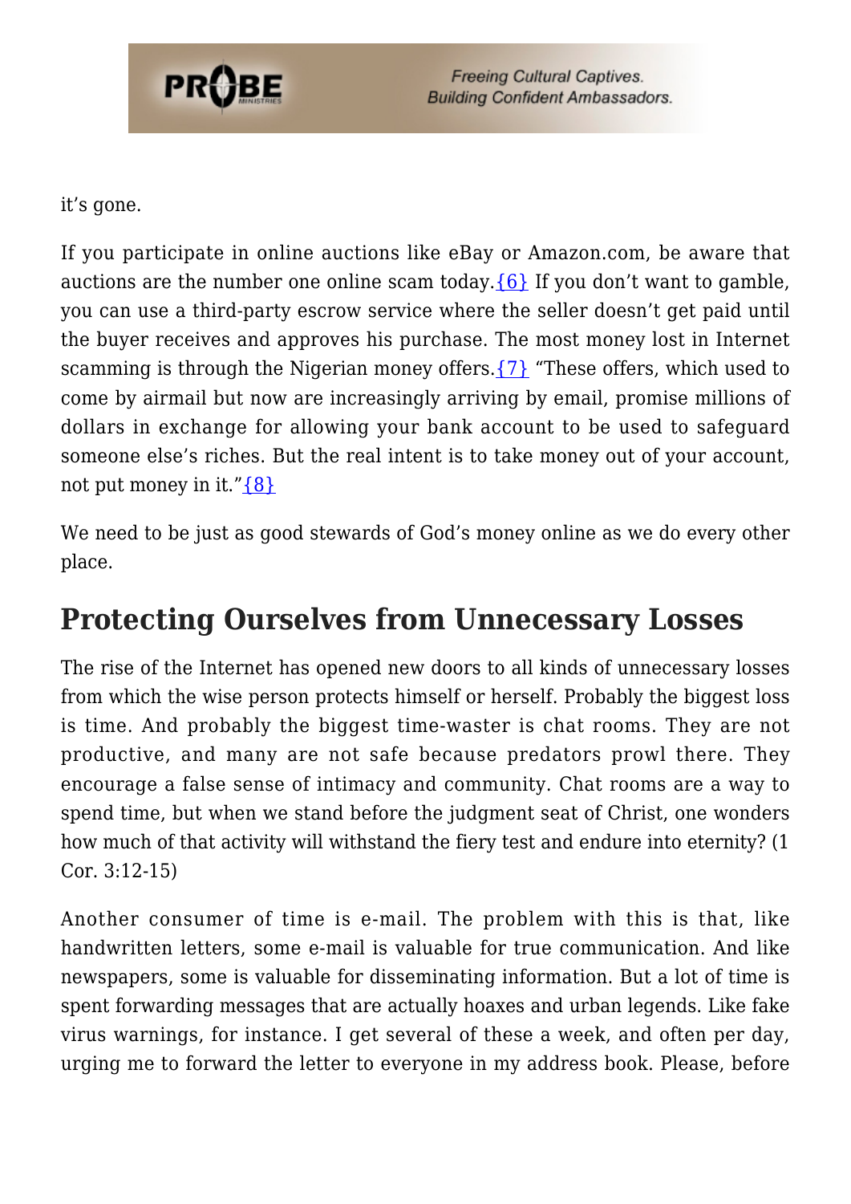it's gone.

If you participate in online auctions like eBay or Amazon.com, be aware that auctions are the number one online scam today.{6} If you don't want to gamble, you can use a third-party escrow service where the seller doesn't get paid until the buyer receives and approves his purchase. The most money lost in Internet scamming is through the Nigerian money offers.{7} "These offers, which used to come by airmail but now are increasingly arriving by email, promise millions of dollars in exchange for allowing your bank account to be used to safeguard someone else's riches. But the real intent is to take money out of your account, not put money in it."{8}

We need to be just as good stewards of God's money online as we do every other place.

## Protecting Ourselves from Unnecessary Losses

The rise of the Internet has opened new doors to all kinds of unnecessary losses from which the wise person protects himself or herself. Probably the biggest loss is time. And probably the biggest time-waster is chat rooms. They are not productive, and many are not safe because predators prowl there. They encourage a false sense of intimacy and community. Chat rooms are a way to spend time, but when we stand before the judgment seat of Christ, one wonders how much of that activity will withstand the fiery test and endure into eternity? (1 Cor. 3:12-15)

Another consumer of time is e-mail. The problem with this is that, like handwritten letters, some e-mail is valuable for true communication. And like newspapers, some is valuable for disseminating information. But a lot of time is spent forwarding messages that are actually hoaxes and urban legends. Like fake virus warnings, for instance. I get several of these a week, and often per day, urging me to forward the letter to everyone in my address book. Please, before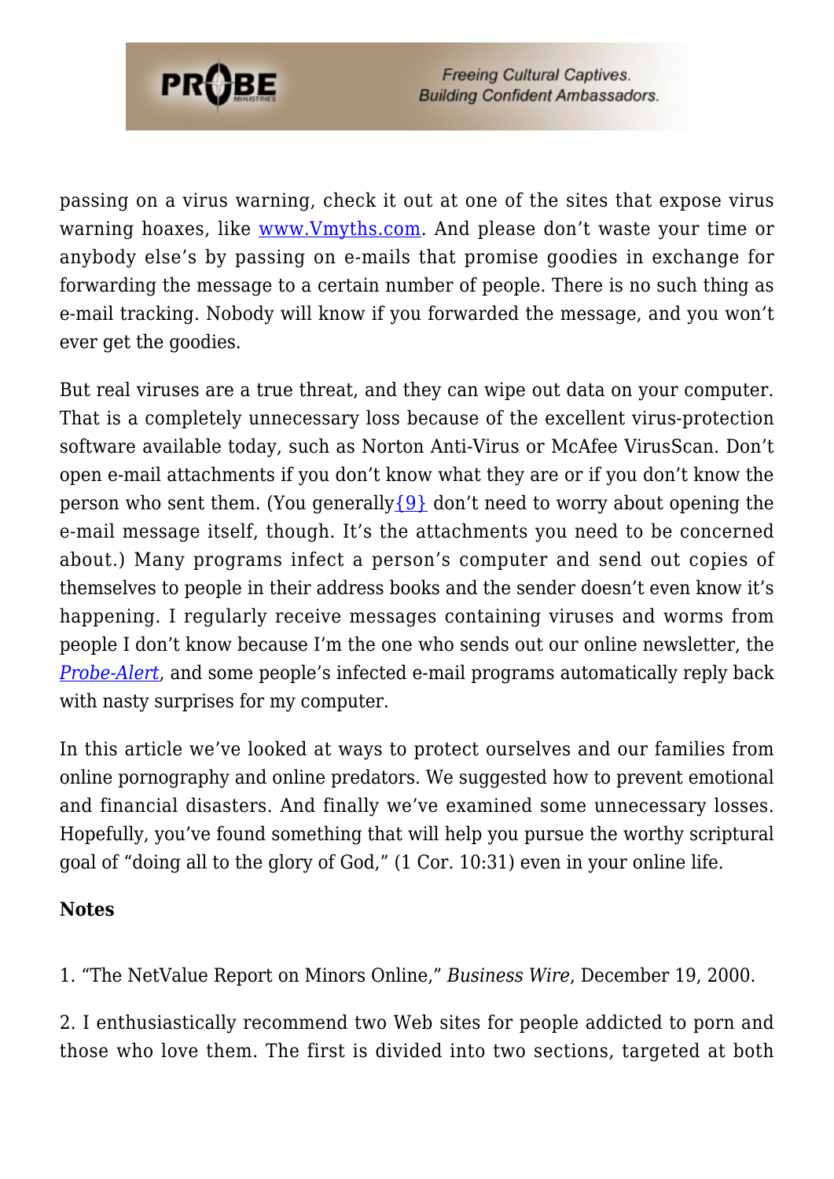passing on a virus warning, check it out at one of the sites that expose virus warning hoaxes, like www.Vmyths.com. And please don't waste your time or anybody else's by passing on e-mails that promise goodies in exchange for forwarding the message to a certain number of people. There is no such thing as e-mail tracking. Nobody will know if you forwarded the message, and you won't ever get the goodies.

But real viruses are a true threat, and they can wipe out data on your computer. That is a completely unnecessary loss because of the excellent virus-protection software available today, such as Norton Anti-Virus or McAfee VirusScan. Don't open e-mail attachments if you don't know what they are or if you don't know the person who sent them. (You generally{9} don't need to worry about opening the e-mail message itself, though. It's the attachments you need to be concerned about.) Many programs infect a person's computer and send out copies of themselves to people in their address books and the sender doesn't even know it's happening. I regularly receive messages containing viruses and worms from people I don't know because I'm the one who sends out our online newsletter, the *Probe-Alert*, and some people's infected e-mail programs automatically reply back with nasty surprises for my computer.

In this article we've looked at ways to protect ourselves and our families from online pornography and online predators. We suggested how to prevent emotional and financial disasters. And finally we've examined some unnecessary losses. Hopefully, you've found something that will help you pursue the worthy scriptural goal of "doing all to the glory of God," (1 Cor. 10:31) even in your online life.

**Notes**

1. "The NetValue Report on Minors Online," *Business Wire*, December 19, 2000.

2. I enthusiastically recommend two Web sites for people addicted to porn and those who love them. The first is divided into two sections, targeted at both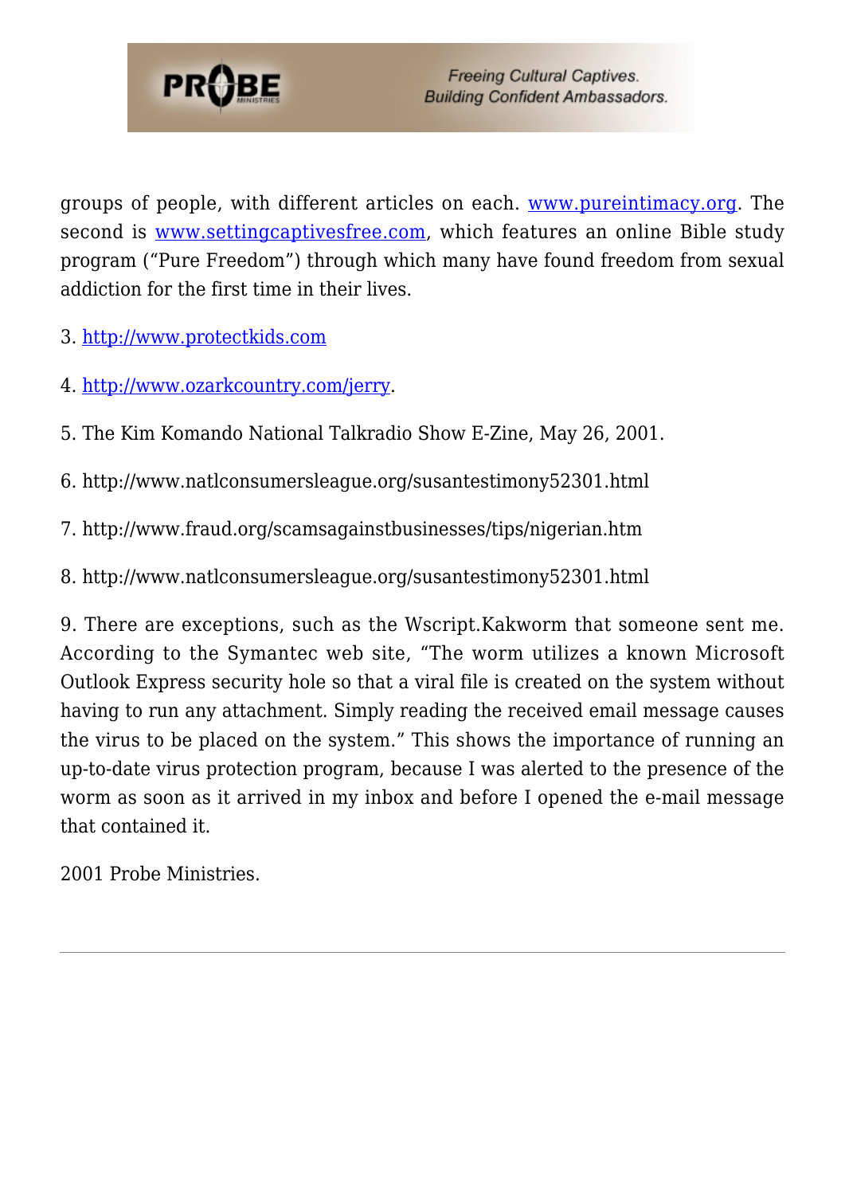groups of people, with different articles on each. www.pureintimacy.org. The second is www.settingcaptivesfree.com, which features an online Bible study program ("Pure Freedom") through which many have found freedom from sexual addiction for the first time in their lives.

3. http://www.protectkids.com

4. http://www.ozarkcountry.com/jerry.

5. The Kim Komando National Talkradio Show E-Zine, May 26, 2001.

6. http://www.natlconsumersleague.org/susantestimony52301.html

7. http://www.fraud.org/scamsagainstbusinesses/tips/nigerian.htm

8. http://www.natlconsumersleague.org/susantestimony52301.html

9. There are exceptions, such as the Wscript.Kakworm that someone sent me. According to the Symantec web site, "The worm utilizes a known Microsoft Outlook Express security hole so that a viral file is created on the system without having to run any attachment. Simply reading the received email message causes the virus to be placed on the system." This shows the importance of running an up-to-date virus protection program, because I was alerted to the presence of the worm as soon as it arrived in my inbox and before I opened the e-mail message that contained it.

2001 Probe Ministries.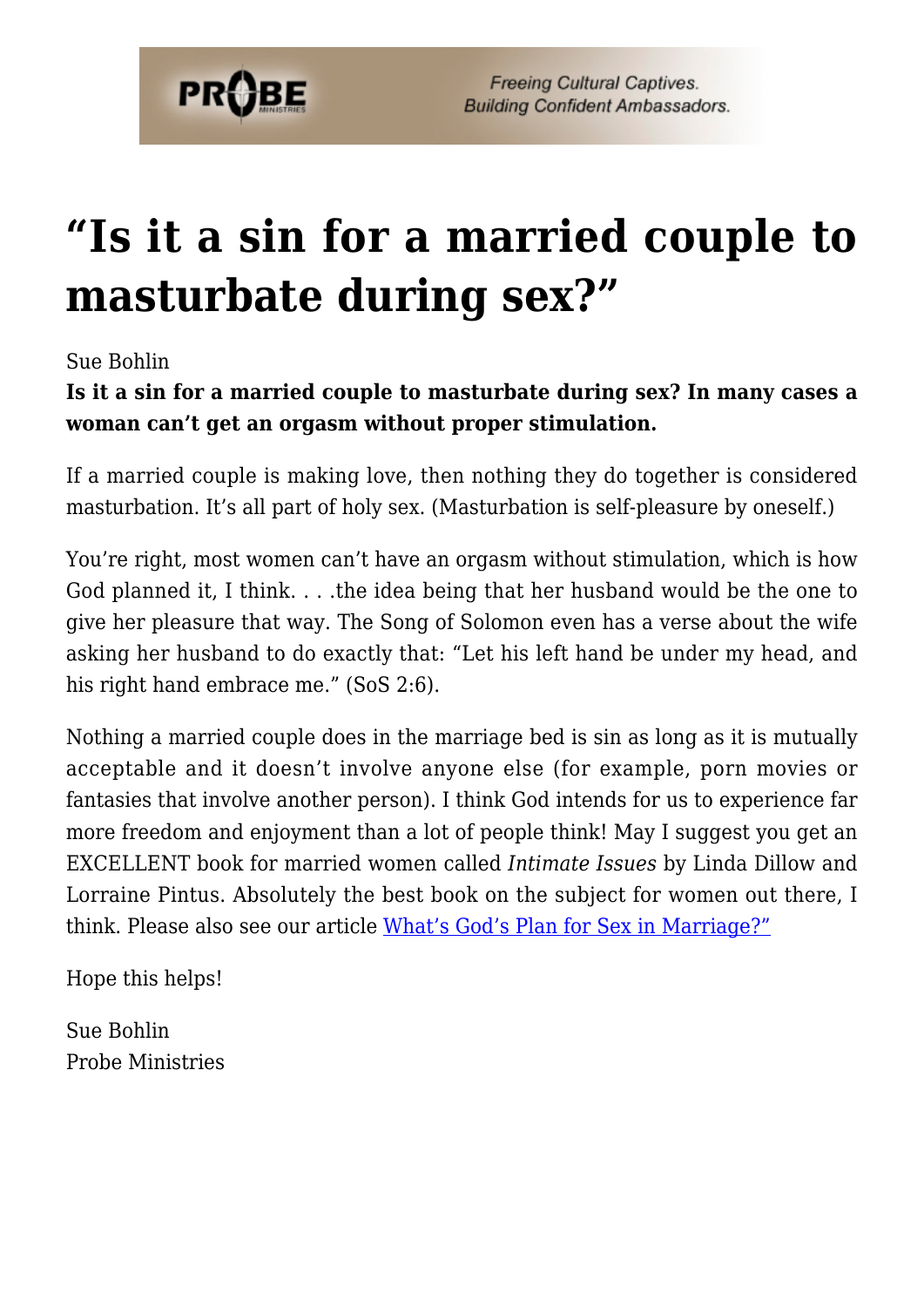# "Is it a sin for a married couple to masturbate during sex?"

Sue Bohlin

**Is it a sin for a married couple to masturbate during sex? In many cases a woman can't get an orgasm without proper stimulation.**

If a married couple is making love, then nothing they do together is considered masturbation. It's all part of holy sex. (Masturbation is self-pleasure by oneself.)

You're right, most women can't have an orgasm without stimulation, which is how God planned it, I think. . . .the idea being that her husband would be the one to give her pleasure that way. The Song of Solomon even has a verse about the wife asking her husband to do exactly that: "Let his left hand be under my head, and his right hand embrace me." (SoS 2:6).

Nothing a married couple does in the marriage bed is sin as long as it is mutually acceptable and it doesn't involve anyone else (for example, porn movies or fantasies that involve another person). I think God intends for us to experience far more freedom and enjoyment than a lot of people think! May I suggest you get an EXCELLENT book for married women called *Intimate Issues* by Linda Dillow and Lorraine Pintus. Absolutely the best book on the subject for women out there, I think. Please also see our article [What's God's Plan for Sex in Marriage?"]

Hope this helps!

Sue Bohlin
Probe Ministries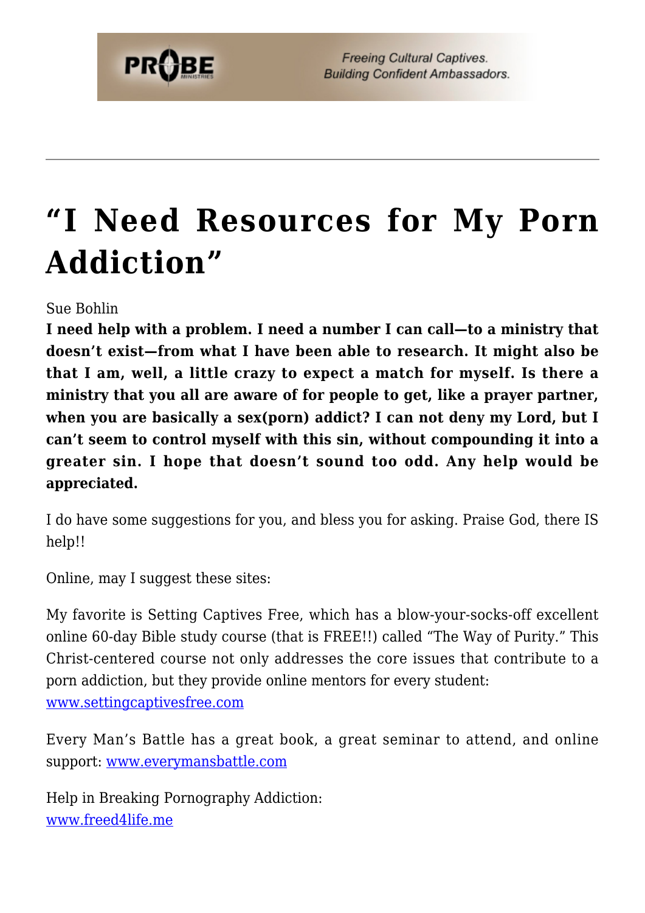# "I Need Resources for My Porn Addiction"

Sue Bohlin

**I need help with a problem. I need a number I can call—to a ministry that doesn't exist—from what I have been able to research. It might also be that I am, well, a little crazy to expect a match for myself. Is there a ministry that you all are aware of for people to get, like a prayer partner, when you are basically a sex(porn) addict? I can not deny my Lord, but I can't seem to control myself with this sin, without compounding it into a greater sin. I hope that doesn't sound too odd. Any help would be appreciated.**

I do have some suggestions for you, and bless you for asking. Praise God, there IS help!!

Online, may I suggest these sites:

My favorite is Setting Captives Free, which has a blow-your-socks-off excellent online 60-day Bible study course (that is FREE!!) called "The Way of Purity." This Christ-centered course not only addresses the core issues that contribute to a porn addiction, but they provide online mentors for every student: [www.settingcaptivesfree.com](http://www.settingcaptivesfree.com)

Every Man's Battle has a great book, a great seminar to attend, and online support: [www.everymansbattle.com](http://www.everymansbattle.com)

Help in Breaking Pornography Addiction:
[www.freed4life.me](http://www.freed4life.me)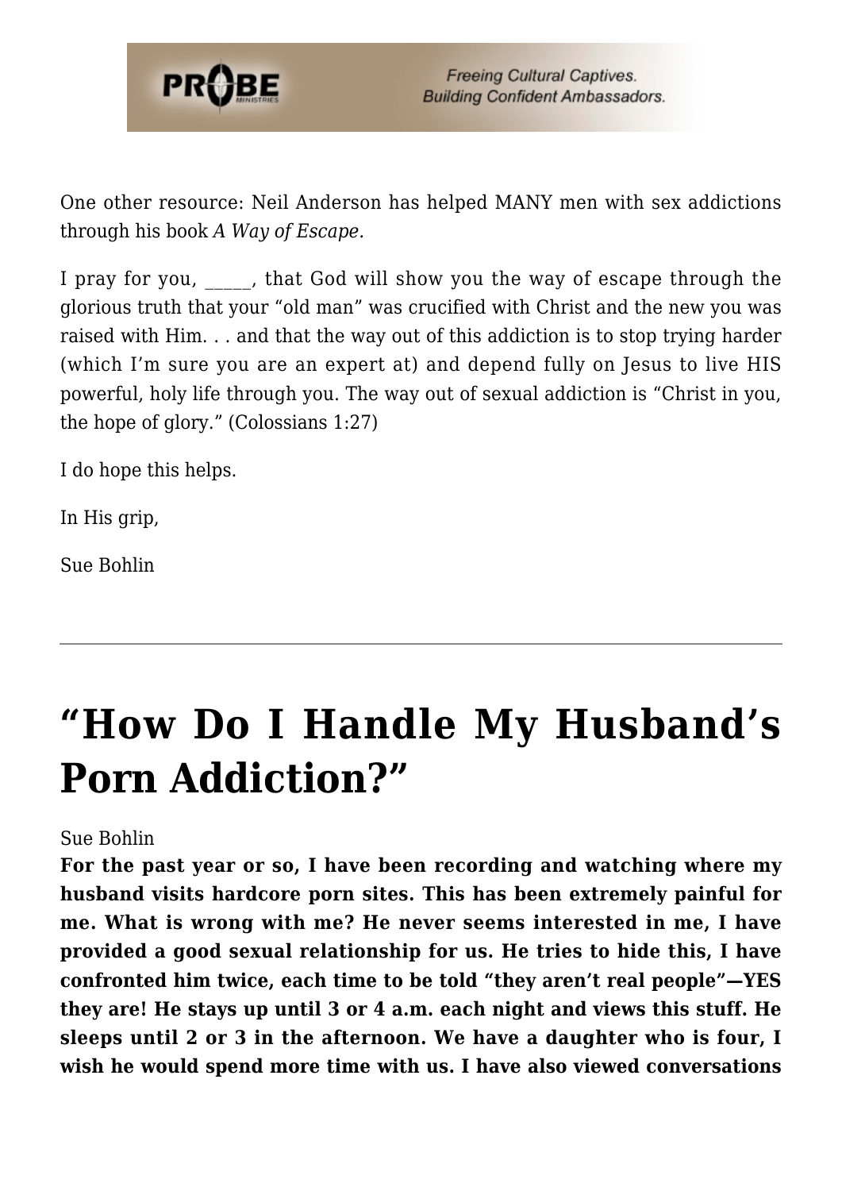One other resource: Neil Anderson has helped MANY men with sex addictions through his book *A Way of Escape.*

I pray for you, _____, that God will show you the way of escape through the glorious truth that your "old man" was crucified with Christ and the new you was raised with Him. . . and that the way out of this addiction is to stop trying harder (which I'm sure you are an expert at) and depend fully on Jesus to live HIS powerful, holy life through you. The way out of sexual addiction is "Christ in you, the hope of glory." (Colossians 1:27)

I do hope this helps.

In His grip,

Sue Bohlin

---

# "How Do I Handle My Husband's Porn Addiction?"

Sue Bohlin

**For the past year or so, I have been recording and watching where my husband visits hardcore porn sites. This has been extremely painful for me. What is wrong with me? He never seems interested in me, I have provided a good sexual relationship for us. He tries to hide this, I have confronted him twice, each time to be told "they aren't real people"—YES they are! He stays up until 3 or 4 a.m. each night and views this stuff. He sleeps until 2 or 3 in the afternoon. We have a daughter who is four, I wish he would spend more time with us. I have also viewed conversations**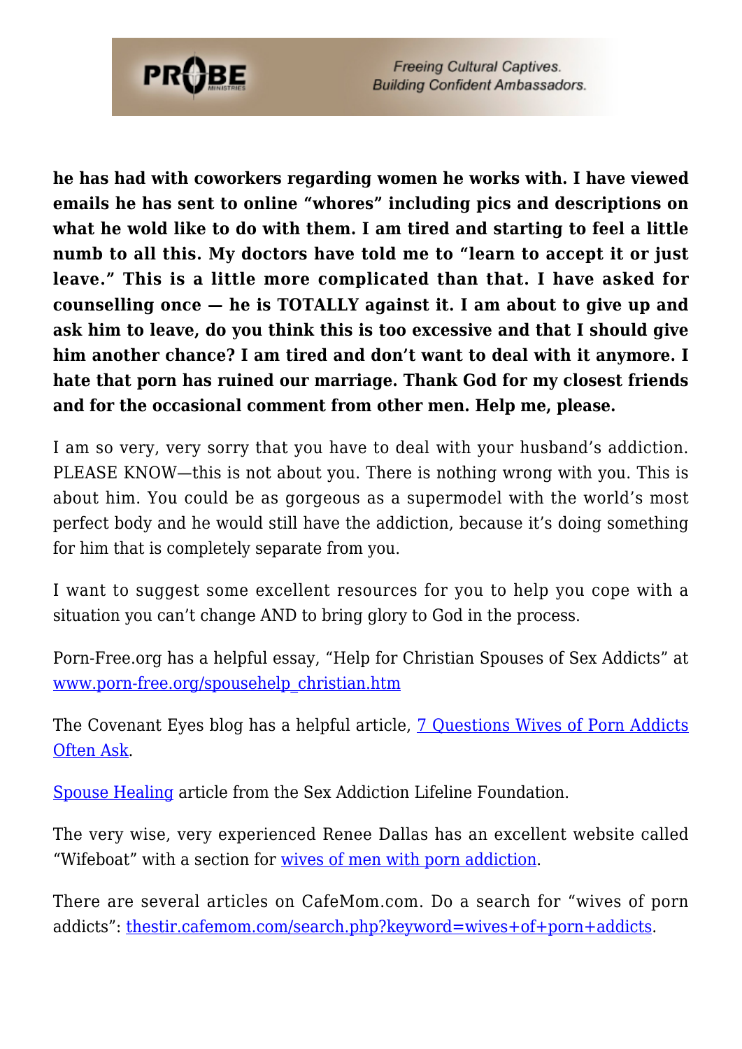**he has had with coworkers regarding women he works with. I have viewed emails he has sent to online "whores" including pics and descriptions on what he wold like to do with them. I am tired and starting to feel a little numb to all this. My doctors have told me to "learn to accept it or just leave." This is a little more complicated than that. I have asked for counselling once — he is TOTALLY against it. I am about to give up and ask him to leave, do you think this is too excessive and that I should give him another chance? I am tired and don't want to deal with it anymore. I hate that porn has ruined our marriage. Thank God for my closest friends and for the occasional comment from other men. Help me, please.**

I am so very, very sorry that you have to deal with your husband's addiction. PLEASE KNOW—this is not about you. There is nothing wrong with you. This is about him. You could be as gorgeous as a supermodel with the world's most perfect body and he would still have the addiction, because it's doing something for him that is completely separate from you.

I want to suggest some excellent resources for you to help you cope with a situation you can't change AND to bring glory to God in the process.

Porn-Free.org has a helpful essay, "Help for Christian Spouses of Sex Addicts" at www.porn-free.org/spousehelp_christian.htm

The Covenant Eyes blog has a helpful article, 7 Questions Wives of Porn Addicts Often Ask.

Spouse Healing article from the Sex Addiction Lifeline Foundation.

The very wise, very experienced Renee Dallas has an excellent website called "Wifeboat" with a section for wives of men with porn addiction.

There are several articles on CafeMom.com. Do a search for "wives of porn addicts": thestir.cafemom.com/search.php?keyword=wives+of+porn+addicts.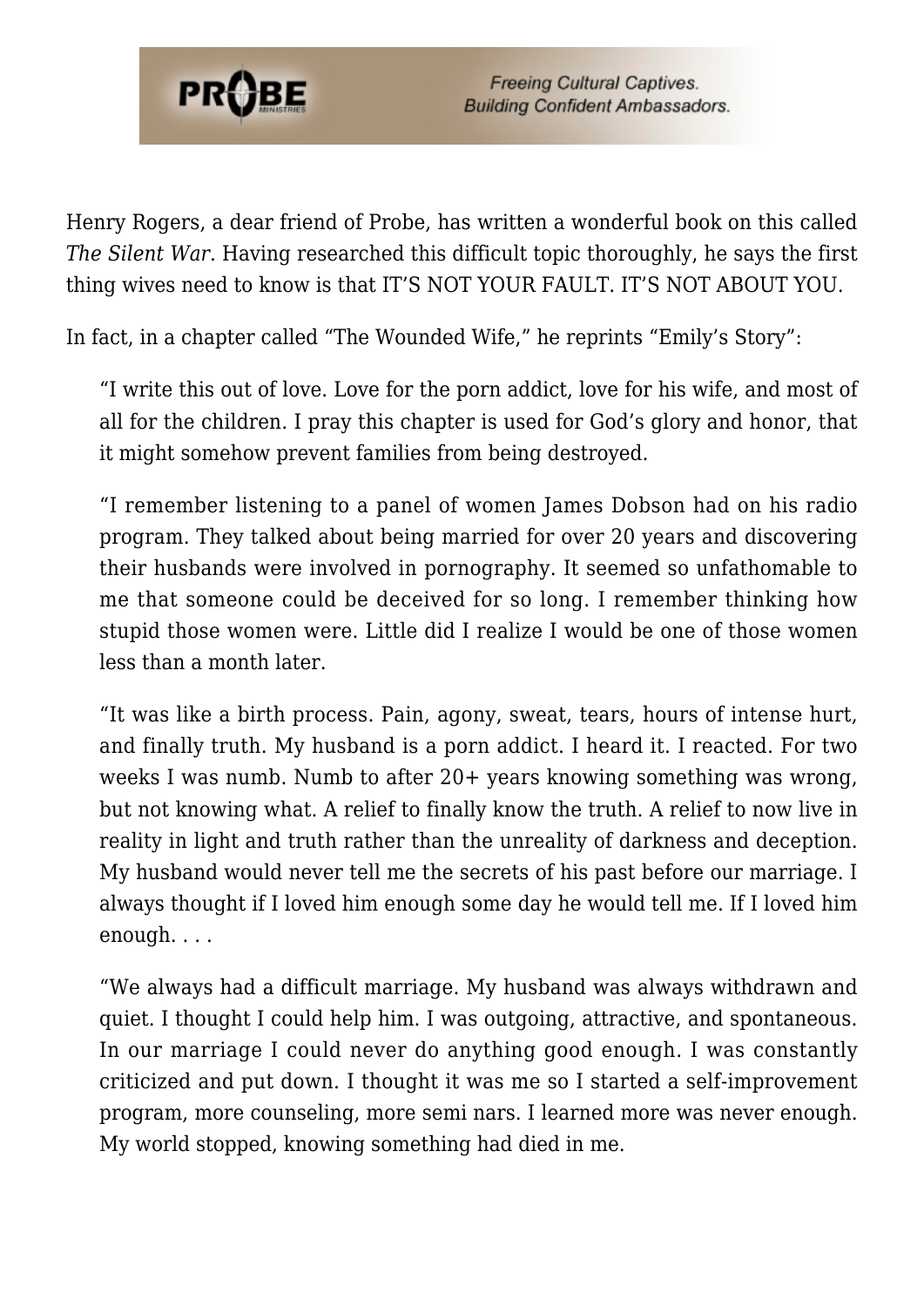Henry Rogers, a dear friend of Probe, has written a wonderful book on this called *The Silent War*. Having researched this difficult topic thoroughly, he says the first thing wives need to know is that IT'S NOT YOUR FAULT. IT'S NOT ABOUT YOU.

In fact, in a chapter called "The Wounded Wife," he reprints "Emily's Story":

> "I write this out of love. Love for the porn addict, love for his wife, and most of all for the children. I pray this chapter is used for God's glory and honor, that it might somehow prevent families from being destroyed.
>
> "I remember listening to a panel of women James Dobson had on his radio program. They talked about being married for over 20 years and discovering their husbands were involved in pornography. It seemed so unfathomable to me that someone could be deceived for so long. I remember thinking how stupid those women were. Little did I realize I would be one of those women less than a month later.
>
> "It was like a birth process. Pain, agony, sweat, tears, hours of intense hurt, and finally truth. My husband is a porn addict. I heard it. I reacted. For two weeks I was numb. Numb to after 20+ years knowing something was wrong, but not knowing what. A relief to finally know the truth. A relief to now live in reality in light and truth rather than the unreality of darkness and deception. My husband would never tell me the secrets of his past before our marriage. I always thought if I loved him enough some day he would tell me. If I loved him enough. . . .
>
> "We always had a difficult marriage. My husband was always withdrawn and quiet. I thought I could help him. I was outgoing, attractive, and spontaneous. In our marriage I could never do anything good enough. I was constantly criticized and put down. I thought it was me so I started a self-improvement program, more counseling, more semi nars. I learned more was never enough. My world stopped, knowing something had died in me.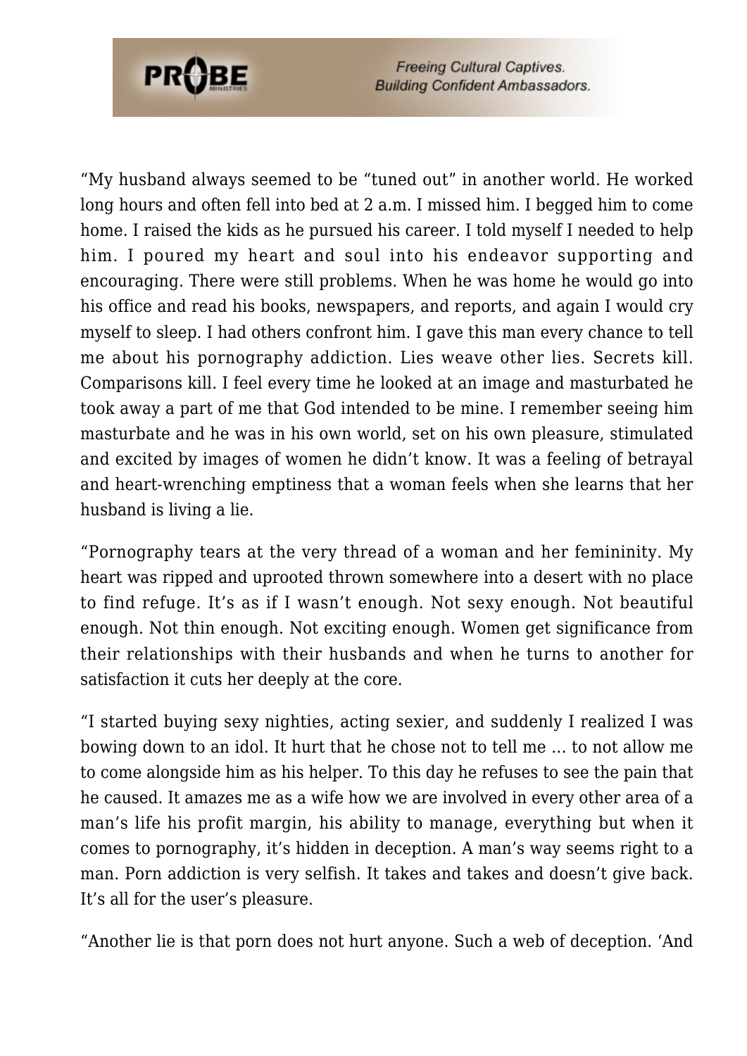"My husband always seemed to be "tuned out" in another world. He worked long hours and often fell into bed at 2 a.m. I missed him. I begged him to come home. I raised the kids as he pursued his career. I told myself I needed to help him. I poured my heart and soul into his endeavor supporting and encouraging. There were still problems. When he was home he would go into his office and read his books, newspapers, and reports, and again I would cry myself to sleep. I had others confront him. I gave this man every chance to tell me about his pornography addiction. Lies weave other lies. Secrets kill. Comparisons kill. I feel every time he looked at an image and masturbated he took away a part of me that God intended to be mine. I remember seeing him masturbate and he was in his own world, set on his own pleasure, stimulated and excited by images of women he didn't know. It was a feeling of betrayal and heart-wrenching emptiness that a woman feels when she learns that her husband is living a lie.

"Pornography tears at the very thread of a woman and her femininity. My heart was ripped and uprooted thrown somewhere into a desert with no place to find refuge. It's as if I wasn't enough. Not sexy enough. Not beautiful enough. Not thin enough. Not exciting enough. Women get significance from their relationships with their husbands and when he turns to another for satisfaction it cuts her deeply at the core.

"I started buying sexy nighties, acting sexier, and suddenly I realized I was bowing down to an idol. It hurt that he chose not to tell me … to not allow me to come alongside him as his helper. To this day he refuses to see the pain that he caused. It amazes me as a wife how we are involved in every other area of a man's life his profit margin, his ability to manage, everything but when it comes to pornography, it's hidden in deception. A man's way seems right to a man. Porn addiction is very selfish. It takes and takes and doesn't give back. It's all for the user's pleasure.

"Another lie is that porn does not hurt anyone. Such a web of deception. 'And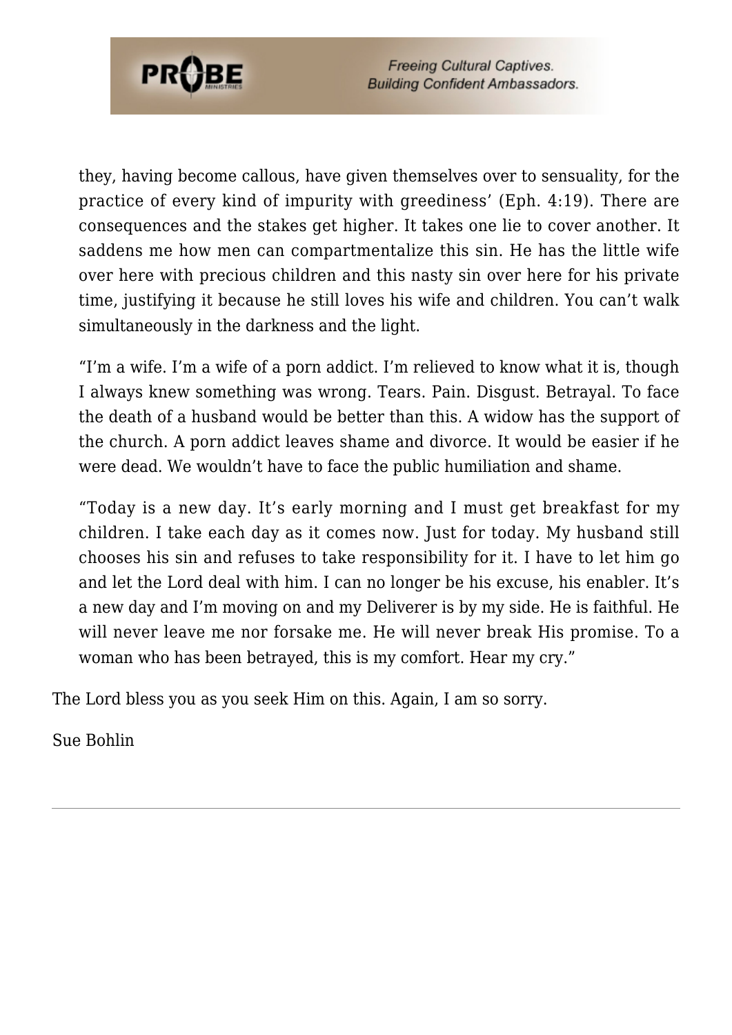they, having become callous, have given themselves over to sensuality, for the practice of every kind of impurity with greediness' (Eph. 4:19). There are consequences and the stakes get higher. It takes one lie to cover another. It saddens me how men can compartmentalize this sin. He has the little wife over here with precious children and this nasty sin over here for his private time, justifying it because he still loves his wife and children. You can't walk simultaneously in the darkness and the light.

"I'm a wife. I'm a wife of a porn addict. I'm relieved to know what it is, though I always knew something was wrong. Tears. Pain. Disgust. Betrayal. To face the death of a husband would be better than this. A widow has the support of the church. A porn addict leaves shame and divorce. It would be easier if he were dead. We wouldn't have to face the public humiliation and shame.

"Today is a new day. It's early morning and I must get breakfast for my children. I take each day as it comes now. Just for today. My husband still chooses his sin and refuses to take responsibility for it. I have to let him go and let the Lord deal with him. I can no longer be his excuse, his enabler. It's a new day and I'm moving on and my Deliverer is by my side. He is faithful. He will never leave me nor forsake me. He will never break His promise. To a woman who has been betrayed, this is my comfort. Hear my cry."

The Lord bless you as you seek Him on this. Again, I am so sorry.

Sue Bohlin

---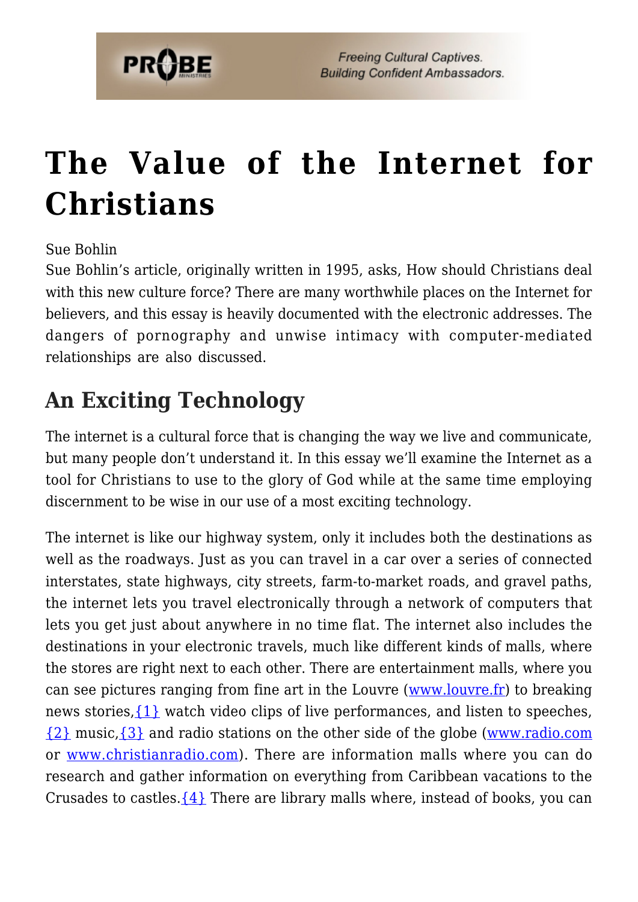# The Value of the Internet for Christians

Sue Bohlin

Sue Bohlin's article, originally written in 1995, asks, How should Christians deal with this new culture force? There are many worthwhile places on the Internet for believers, and this essay is heavily documented with the electronic addresses. The dangers of pornography and unwise intimacy with computer-mediated relationships are also discussed.

## An Exciting Technology

The internet is a cultural force that is changing the way we live and communicate, but many people don't understand it. In this essay we'll examine the Internet as a tool for Christians to use to the glory of God while at the same time employing discernment to be wise in our use of a most exciting technology.

The internet is like our highway system, only it includes both the destinations as well as the roadways. Just as you can travel in a car over a series of connected interstates, state highways, city streets, farm-to-market roads, and gravel paths, the internet lets you travel electronically through a network of computers that lets you get just about anywhere in no time flat. The internet also includes the destinations in your electronic travels, much like different kinds of malls, where the stores are right next to each other. There are entertainment malls, where you can see pictures ranging from fine art in the Louvre (www.louvre.fr) to breaking news stories,{1} watch video clips of live performances, and listen to speeches, {2} music,{3} and radio stations on the other side of the globe (www.radio.com or www.christianradio.com). There are information malls where you can do research and gather information on everything from Caribbean vacations to the Crusades to castles.{4} There are library malls where, instead of books, you can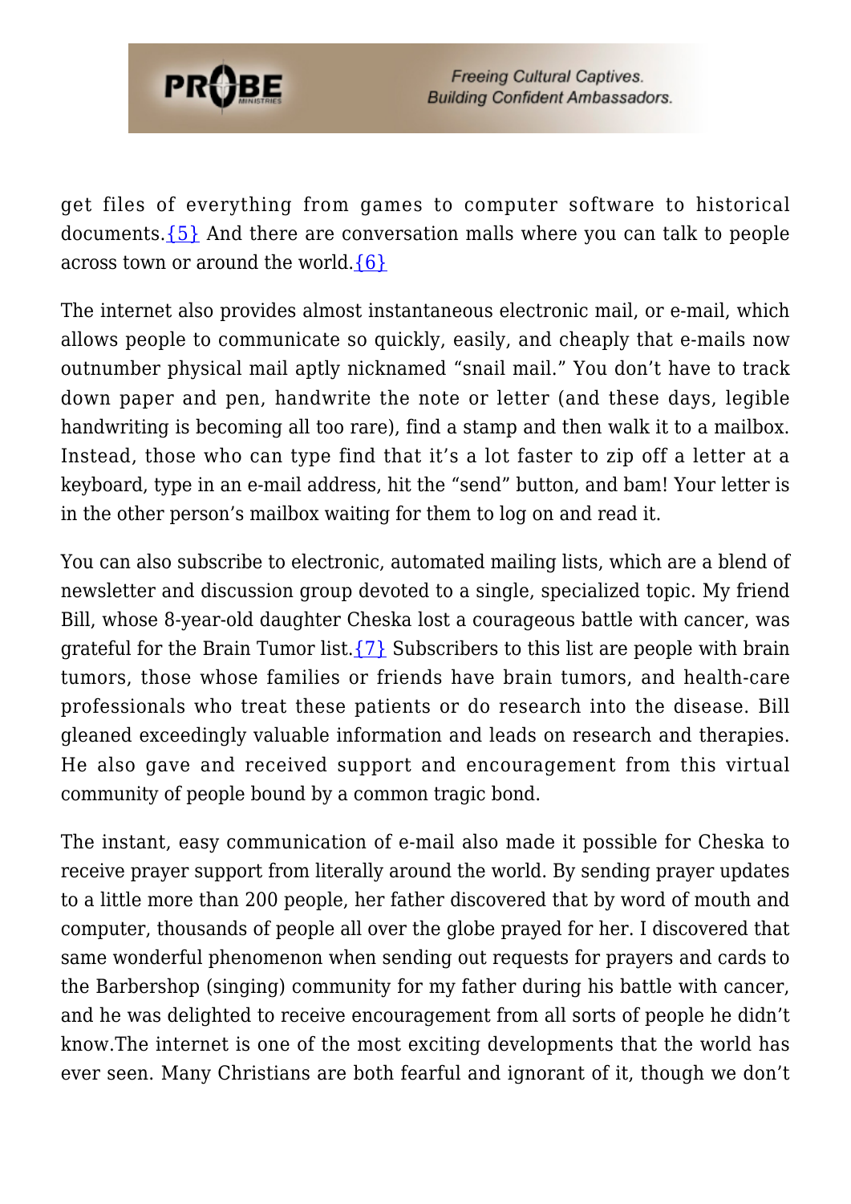get files of everything from games to computer software to historical documents.{5} And there are conversation malls where you can talk to people across town or around the world.{6}

The internet also provides almost instantaneous electronic mail, or e-mail, which allows people to communicate so quickly, easily, and cheaply that e-mails now outnumber physical mail aptly nicknamed "snail mail." You don't have to track down paper and pen, handwrite the note or letter (and these days, legible handwriting is becoming all too rare), find a stamp and then walk it to a mailbox. Instead, those who can type find that it's a lot faster to zip off a letter at a keyboard, type in an e-mail address, hit the "send" button, and bam! Your letter is in the other person's mailbox waiting for them to log on and read it.

You can also subscribe to electronic, automated mailing lists, which are a blend of newsletter and discussion group devoted to a single, specialized topic. My friend Bill, whose 8-year-old daughter Cheska lost a courageous battle with cancer, was grateful for the Brain Tumor list.{7} Subscribers to this list are people with brain tumors, those whose families or friends have brain tumors, and health-care professionals who treat these patients or do research into the disease. Bill gleaned exceedingly valuable information and leads on research and therapies. He also gave and received support and encouragement from this virtual community of people bound by a common tragic bond.

The instant, easy communication of e-mail also made it possible for Cheska to receive prayer support from literally around the world. By sending prayer updates to a little more than 200 people, her father discovered that by word of mouth and computer, thousands of people all over the globe prayed for her. I discovered that same wonderful phenomenon when sending out requests for prayers and cards to the Barbershop (singing) community for my father during his battle with cancer, and he was delighted to receive encouragement from all sorts of people he didn't know.The internet is one of the most exciting developments that the world has ever seen. Many Christians are both fearful and ignorant of it, though we don't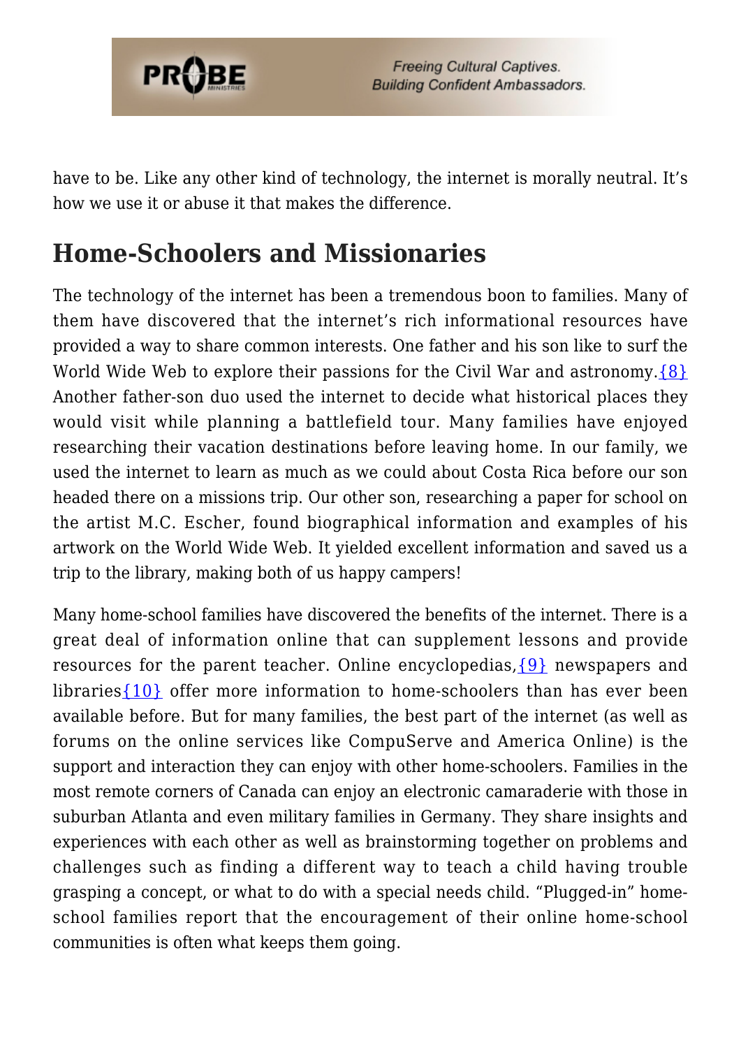have to be. Like any other kind of technology, the internet is morally neutral. It's how we use it or abuse it that makes the difference.

## Home-Schoolers and Missionaries

The technology of the internet has been a tremendous boon to families. Many of them have discovered that the internet's rich informational resources have provided a way to share common interests. One father and his son like to surf the World Wide Web to explore their passions for the Civil War and astronomy.{8} Another father-son duo used the internet to decide what historical places they would visit while planning a battlefield tour. Many families have enjoyed researching their vacation destinations before leaving home. In our family, we used the internet to learn as much as we could about Costa Rica before our son headed there on a missions trip. Our other son, researching a paper for school on the artist M.C. Escher, found biographical information and examples of his artwork on the World Wide Web. It yielded excellent information and saved us a trip to the library, making both of us happy campers!

Many home-school families have discovered the benefits of the internet. There is a great deal of information online that can supplement lessons and provide resources for the parent teacher. Online encyclopedias,{9} newspapers and libraries{10} offer more information to home-schoolers than has ever been available before. But for many families, the best part of the internet (as well as forums on the online services like CompuServe and America Online) is the support and interaction they can enjoy with other home-schoolers. Families in the most remote corners of Canada can enjoy an electronic camaraderie with those in suburban Atlanta and even military families in Germany. They share insights and experiences with each other as well as brainstorming together on problems and challenges such as finding a different way to teach a child having trouble grasping a concept, or what to do with a special needs child. "Plugged-in" home-school families report that the encouragement of their online home-school communities is often what keeps them going.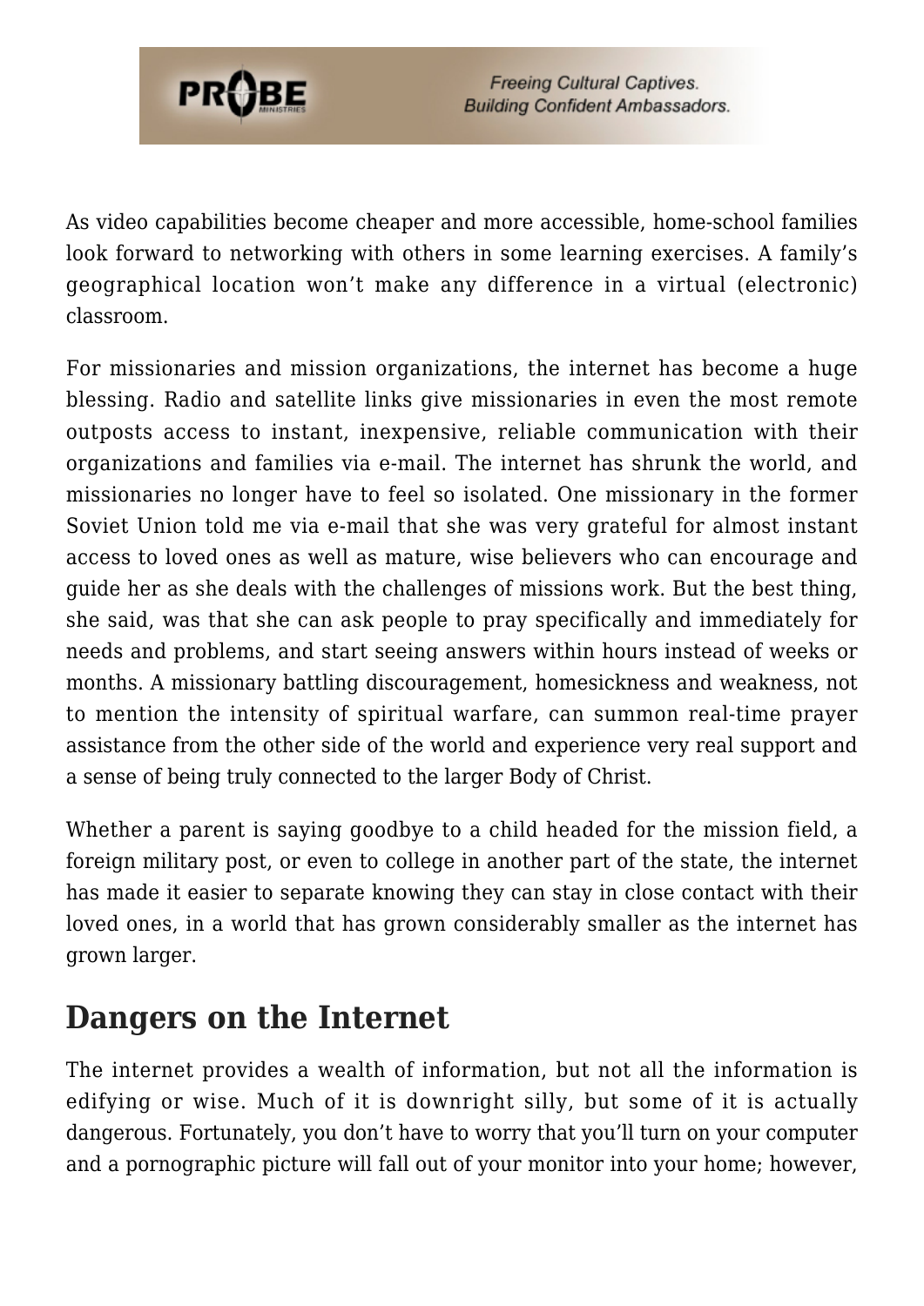As video capabilities become cheaper and more accessible, home-school families look forward to networking with others in some learning exercises. A family's geographical location won't make any difference in a virtual (electronic) classroom.

For missionaries and mission organizations, the internet has become a huge blessing. Radio and satellite links give missionaries in even the most remote outposts access to instant, inexpensive, reliable communication with their organizations and families via e-mail. The internet has shrunk the world, and missionaries no longer have to feel so isolated. One missionary in the former Soviet Union told me via e-mail that she was very grateful for almost instant access to loved ones as well as mature, wise believers who can encourage and guide her as she deals with the challenges of missions work. But the best thing, she said, was that she can ask people to pray specifically and immediately for needs and problems, and start seeing answers within hours instead of weeks or months. A missionary battling discouragement, homesickness and weakness, not to mention the intensity of spiritual warfare, can summon real-time prayer assistance from the other side of the world and experience very real support and a sense of being truly connected to the larger Body of Christ.

Whether a parent is saying goodbye to a child headed for the mission field, a foreign military post, or even to college in another part of the state, the internet has made it easier to separate knowing they can stay in close contact with their loved ones, in a world that has grown considerably smaller as the internet has grown larger.

## Dangers on the Internet

The internet provides a wealth of information, but not all the information is edifying or wise. Much of it is downright silly, but some of it is actually dangerous. Fortunately, you don't have to worry that you'll turn on your computer and a pornographic picture will fall out of your monitor into your home; however,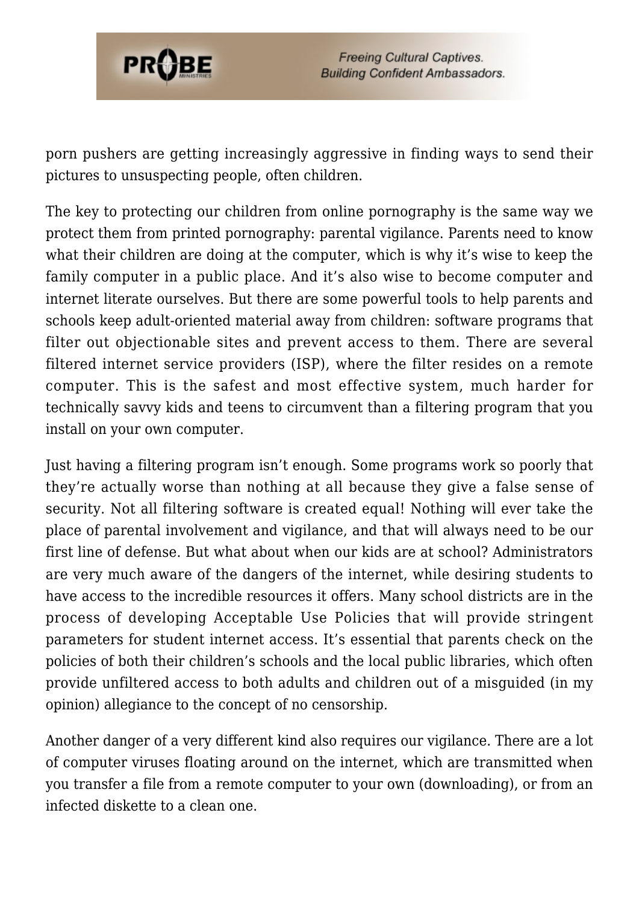porn pushers are getting increasingly aggressive in finding ways to send their pictures to unsuspecting people, often children.

The key to protecting our children from online pornography is the same way we protect them from printed pornography: parental vigilance. Parents need to know what their children are doing at the computer, which is why it's wise to keep the family computer in a public place. And it's also wise to become computer and internet literate ourselves. But there are some powerful tools to help parents and schools keep adult-oriented material away from children: software programs that filter out objectionable sites and prevent access to them. There are several filtered internet service providers (ISP), where the filter resides on a remote computer. This is the safest and most effective system, much harder for technically savvy kids and teens to circumvent than a filtering program that you install on your own computer.

Just having a filtering program isn't enough. Some programs work so poorly that they're actually worse than nothing at all because they give a false sense of security. Not all filtering software is created equal! Nothing will ever take the place of parental involvement and vigilance, and that will always need to be our first line of defense. But what about when our kids are at school? Administrators are very much aware of the dangers of the internet, while desiring students to have access to the incredible resources it offers. Many school districts are in the process of developing Acceptable Use Policies that will provide stringent parameters for student internet access. It's essential that parents check on the policies of both their children's schools and the local public libraries, which often provide unfiltered access to both adults and children out of a misguided (in my opinion) allegiance to the concept of no censorship.

Another danger of a very different kind also requires our vigilance. There are a lot of computer viruses floating around on the internet, which are transmitted when you transfer a file from a remote computer to your own (downloading), or from an infected diskette to a clean one.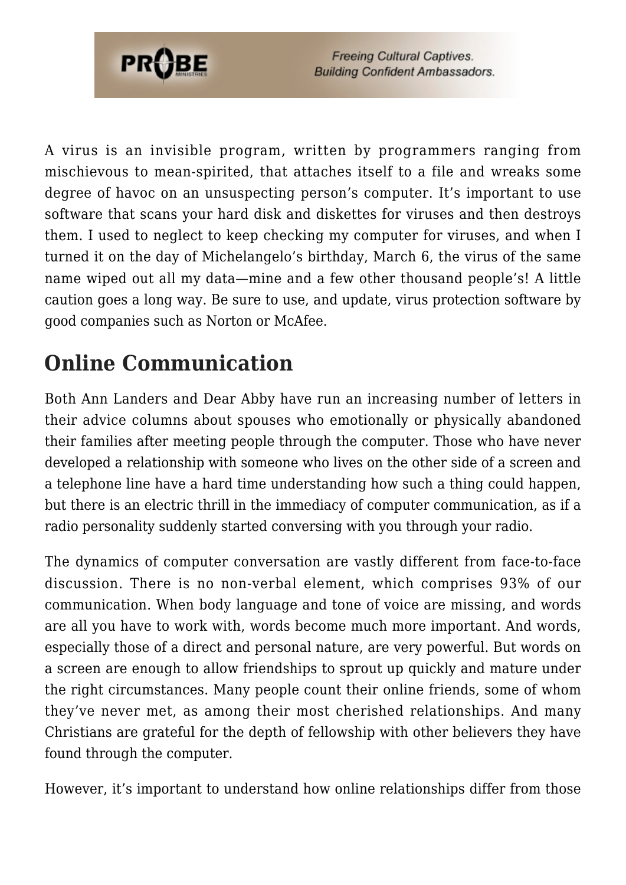A virus is an invisible program, written by programmers ranging from mischievous to mean-spirited, that attaches itself to a file and wreaks some degree of havoc on an unsuspecting person's computer. It's important to use software that scans your hard disk and diskettes for viruses and then destroys them. I used to neglect to keep checking my computer for viruses, and when I turned it on the day of Michelangelo's birthday, March 6, the virus of the same name wiped out all my data—mine and a few other thousand people's! A little caution goes a long way. Be sure to use, and update, virus protection software by good companies such as Norton or McAfee.

## Online Communication

Both Ann Landers and Dear Abby have run an increasing number of letters in their advice columns about spouses who emotionally or physically abandoned their families after meeting people through the computer. Those who have never developed a relationship with someone who lives on the other side of a screen and a telephone line have a hard time understanding how such a thing could happen, but there is an electric thrill in the immediacy of computer communication, as if a radio personality suddenly started conversing with you through your radio.

The dynamics of computer conversation are vastly different from face-to-face discussion. There is no non-verbal element, which comprises 93% of our communication. When body language and tone of voice are missing, and words are all you have to work with, words become much more important. And words, especially those of a direct and personal nature, are very powerful. But words on a screen are enough to allow friendships to sprout up quickly and mature under the right circumstances. Many people count their online friends, some of whom they've never met, as among their most cherished relationships. And many Christians are grateful for the depth of fellowship with other believers they have found through the computer.

However, it's important to understand how online relationships differ from those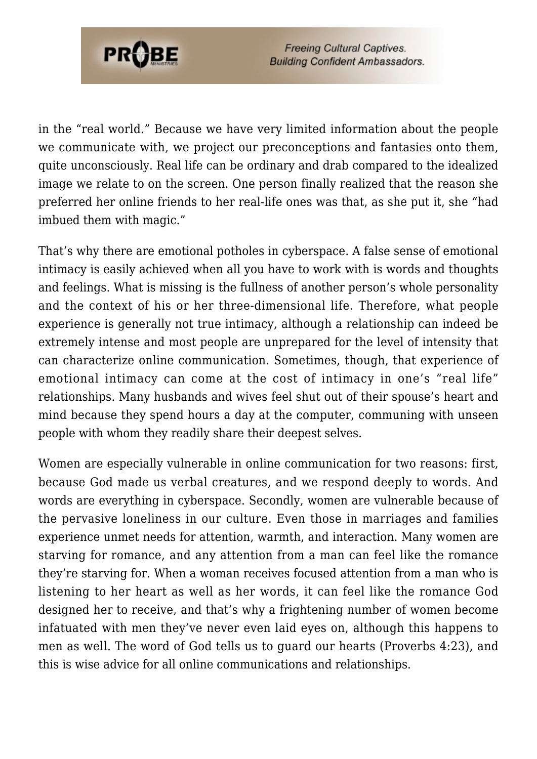in the “real world.” Because we have very limited information about the people we communicate with, we project our preconceptions and fantasies onto them, quite unconsciously. Real life can be ordinary and drab compared to the idealized image we relate to on the screen. One person finally realized that the reason she preferred her online friends to her real-life ones was that, as she put it, she “had imbued them with magic.”

That’s why there are emotional potholes in cyberspace. A false sense of emotional intimacy is easily achieved when all you have to work with is words and thoughts and feelings. What is missing is the fullness of another person’s whole personality and the context of his or her three-dimensional life. Therefore, what people experience is generally not true intimacy, although a relationship can indeed be extremely intense and most people are unprepared for the level of intensity that can characterize online communication. Sometimes, though, that experience of emotional intimacy can come at the cost of intimacy in one’s “real life” relationships. Many husbands and wives feel shut out of their spouse’s heart and mind because they spend hours a day at the computer, communing with unseen people with whom they readily share their deepest selves.

Women are especially vulnerable in online communication for two reasons: first, because God made us verbal creatures, and we respond deeply to words. And words are everything in cyberspace. Secondly, women are vulnerable because of the pervasive loneliness in our culture. Even those in marriages and families experience unmet needs for attention, warmth, and interaction. Many women are starving for romance, and any attention from a man can feel like the romance they’re starving for. When a woman receives focused attention from a man who is listening to her heart as well as her words, it can feel like the romance God designed her to receive, and that’s why a frightening number of women become infatuated with men they’ve never even laid eyes on, although this happens to men as well. The word of God tells us to guard our hearts (Proverbs 4:23), and this is wise advice for all online communications and relationships.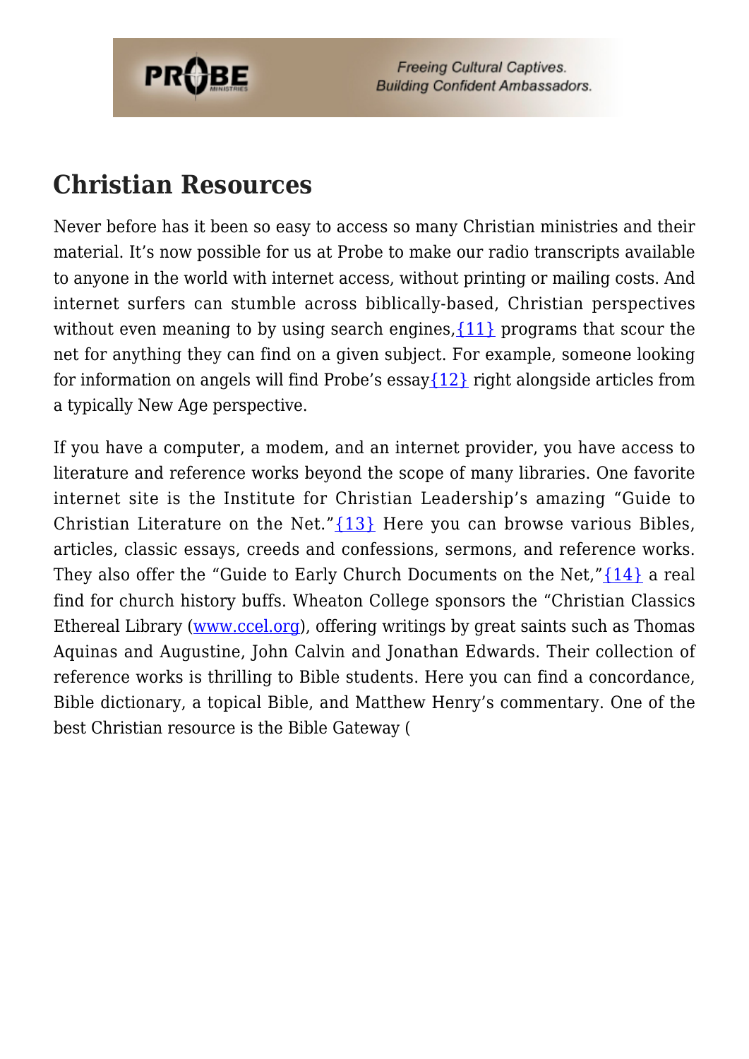## Christian Resources

Never before has it been so easy to access so many Christian ministries and their material. It's now possible for us at Probe to make our radio transcripts available to anyone in the world with internet access, without printing or mailing costs. And internet surfers can stumble across biblically-based, Christian perspectives without even meaning to by using search engines,{11} programs that scour the net for anything they can find on a given subject. For example, someone looking for information on angels will find Probe's essay{12} right alongside articles from a typically New Age perspective.

If you have a computer, a modem, and an internet provider, you have access to literature and reference works beyond the scope of many libraries. One favorite internet site is the Institute for Christian Leadership's amazing "Guide to Christian Literature on the Net."{13} Here you can browse various Bibles, articles, classic essays, creeds and confessions, sermons, and reference works. They also offer the "Guide to Early Church Documents on the Net,"{14} a real find for church history buffs. Wheaton College sponsors the "Christian Classics Ethereal Library (www.ccel.org), offering writings by great saints such as Thomas Aquinas and Augustine, John Calvin and Jonathan Edwards. Their collection of reference works is thrilling to Bible students. Here you can find a concordance, Bible dictionary, a topical Bible, and Matthew Henry's commentary. One of the best Christian resource is the Bible Gateway (